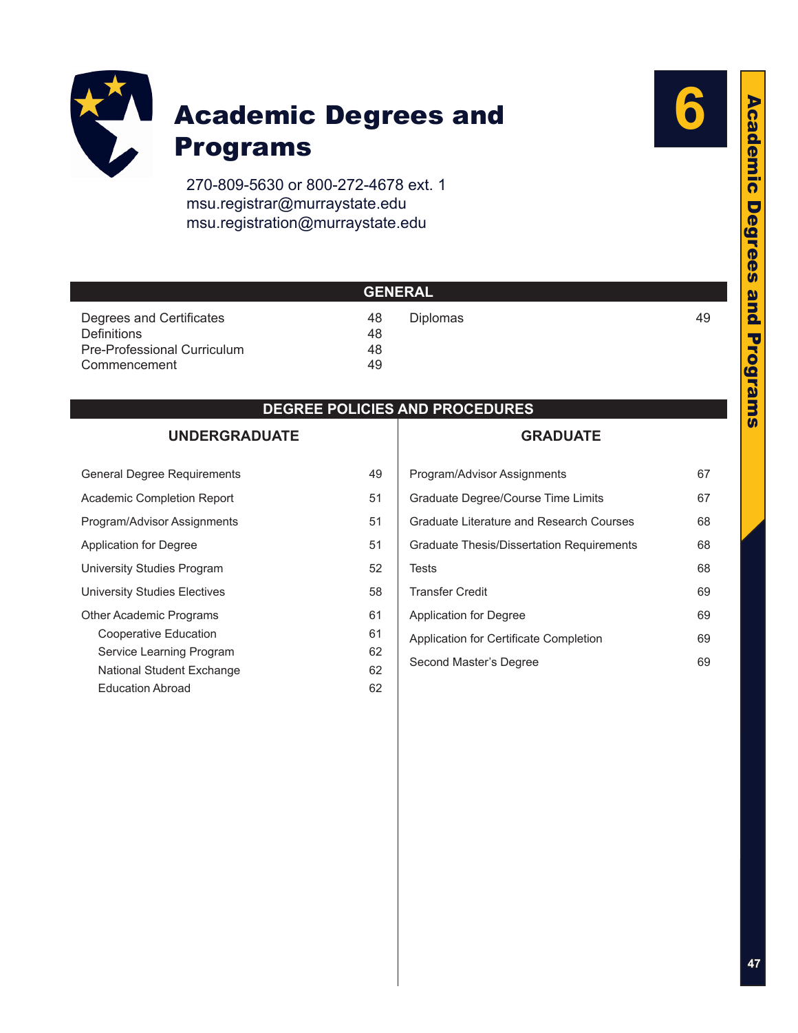# Academic Degrees and Programs

6

270-809-5630 or 800-272-4678 ext. 1
msu.registrar@murraystate.edu
msu.registration@murraystate.edu

## GENERAL

| | |
|---|---|
| Degrees and Certificates | 48 |
| Definitions | 48 |
| Pre-Professional Curriculum | 48 |
| Commencement | 49 |
| Diplomas | 49 |

## DEGREE POLICIES AND PROCEDURES

### UNDERGRADUATE

| | |
|---|---|
| General Degree Requirements | 49 |
| Academic Completion Report | 51 |
| Program/Advisor Assignments | 51 |
| Application for Degree | 51 |
| University Studies Program | 52 |
| University Studies Electives | 58 |
| Other Academic Programs | 61 |
| Cooperative Education | 61 |
| Service Learning Program | 62 |
| National Student Exchange | 62 |
| Education Abroad | 62 |

### GRADUATE

| | |
|---|---|
| Program/Advisor Assignments | 67 |
| Graduate Degree/Course Time Limits | 67 |
| Graduate Literature and Research Courses | 68 |
| Graduate Thesis/Dissertation Requirements | 68 |
| Tests | 68 |
| Transfer Credit | 69 |
| Application for Degree | 69 |
| Application for Certificate Completion | 69 |
| Second Master's Degree | 69 |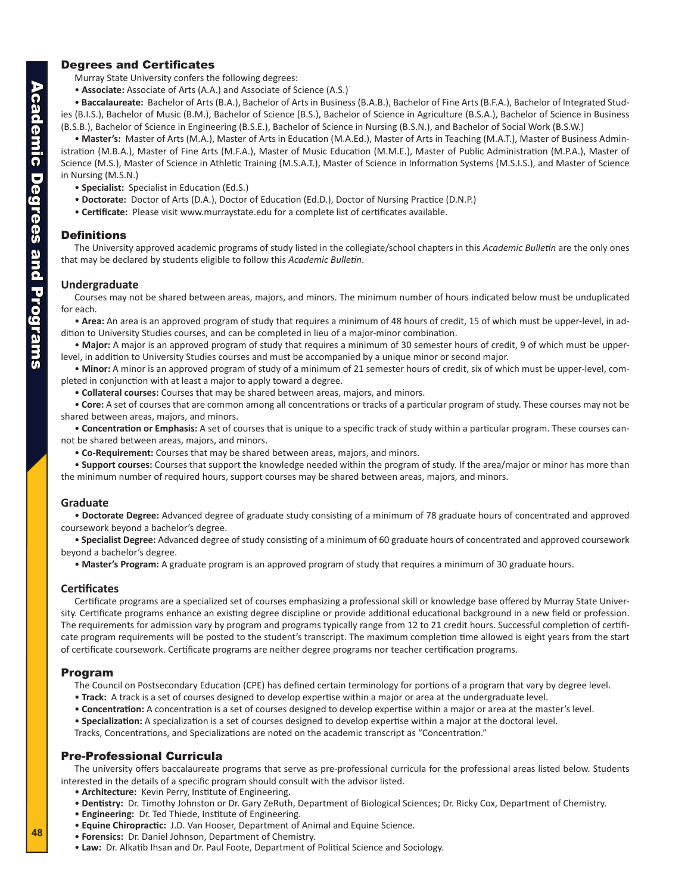## Degrees and Certificates

Murray State University confers the following degrees:

- **Associate:** Associate of Arts (A.A.) and Associate of Science (A.S.)
- **Baccalaureate:** Bachelor of Arts (B.A.), Bachelor of Arts in Business (B.A.B.), Bachelor of Fine Arts (B.F.A.), Bachelor of Integrated Studies (B.I.S.), Bachelor of Music (B.M.), Bachelor of Science (B.S.), Bachelor of Science in Agriculture (B.S.A.), Bachelor of Science in Business (B.S.B.), Bachelor of Science in Engineering (B.S.E.), Bachelor of Science in Nursing (B.S.N.), and Bachelor of Social Work (B.S.W.)
- **Master's:** Master of Arts (M.A.), Master of Arts in Education (M.A.Ed.), Master of Arts in Teaching (M.A.T.), Master of Business Administration (M.B.A.), Master of Fine Arts (M.F.A.), Master of Music Education (M.M.E.), Master of Public Administration (M.P.A.), Master of Science (M.S.), Master of Science in Athletic Training (M.S.A.T.), Master of Science in Information Systems (M.S.I.S.), and Master of Science in Nursing (M.S.N.)
- **Specialist:** Specialist in Education (Ed.S.)
- **Doctorate:** Doctor of Arts (D.A.), Doctor of Education (Ed.D.), Doctor of Nursing Practice (D.N.P.)
- **Certificate:** Please visit www.murraystate.edu for a complete list of certificates available.

## Definitions

The University approved academic programs of study listed in the collegiate/school chapters in this *Academic Bulletin* are the only ones that may be declared by students eligible to follow this *Academic Bulletin*.

### Undergraduate

Courses may not be shared between areas, majors, and minors. The minimum number of hours indicated below must be unduplicated for each.

- **Area:** An area is an approved program of study that requires a minimum of 48 hours of credit, 15 of which must be upper-level, in addition to University Studies courses, and can be completed in lieu of a major-minor combination.
- **Major:** A major is an approved program of study that requires a minimum of 30 semester hours of credit, 9 of which must be upper-level, in addition to University Studies courses and must be accompanied by a unique minor or second major.
- **Minor:** A minor is an approved program of study of a minimum of 21 semester hours of credit, six of which must be upper-level, completed in conjunction with at least a major to apply toward a degree.
- **Collateral courses:** Courses that may be shared between areas, majors, and minors.
- **Core:** A set of courses that are common among all concentrations or tracks of a particular program of study. These courses may not be shared between areas, majors, and minors.
- **Concentration or Emphasis:** A set of courses that is unique to a specific track of study within a particular program. These courses cannot be shared between areas, majors, and minors.
- **Co-Requirement:** Courses that may be shared between areas, majors, and minors.
- **Support courses:** Courses that support the knowledge needed within the program of study. If the area/major or minor has more than the minimum number of required hours, support courses may be shared between areas, majors, and minors.

### Graduate

- **Doctorate Degree:** Advanced degree of graduate study consisting of a minimum of 78 graduate hours of concentrated and approved coursework beyond a bachelor's degree.
- **Specialist Degree:** Advanced degree of study consisting of a minimum of 60 graduate hours of concentrated and approved coursework beyond a bachelor's degree.
- **Master's Program:** A graduate program is an approved program of study that requires a minimum of 30 graduate hours.

### Certificates

Certificate programs are a specialized set of courses emphasizing a professional skill or knowledge base offered by Murray State University. Certificate programs enhance an existing degree discipline or provide additional educational background in a new field or profession. The requirements for admission vary by program and programs typically range from 12 to 21 credit hours. Successful completion of certificate program requirements will be posted to the student's transcript. The maximum completion time allowed is eight years from the start of certificate coursework. Certificate programs are neither degree programs nor teacher certification programs.

## Program

The Council on Postsecondary Education (CPE) has defined certain terminology for portions of a program that vary by degree level.

- **Track:** A track is a set of courses designed to develop expertise within a major or area at the undergraduate level.
- **Concentration:** A concentration is a set of courses designed to develop expertise within a major or area at the master's level.
- **Specialization:** A specialization is a set of courses designed to develop expertise within a major at the doctoral level.

Tracks, Concentrations, and Specializations are noted on the academic transcript as "Concentration."

## Pre-Professional Curricula

The university offers baccalaureate programs that serve as pre-professional curricula for the professional areas listed below. Students interested in the details of a specific program should consult with the advisor listed.

- **Architecture:** Kevin Perry, Institute of Engineering.
- **Dentistry:** Dr. Timothy Johnston or Dr. Gary ZeRuth, Department of Biological Sciences; Dr. Ricky Cox, Department of Chemistry.
- **Engineering:** Dr. Ted Thiede, Institute of Engineering.
- **Equine Chiropractic:** J.D. Van Hooser, Department of Animal and Equine Science.
- **Forensics:** Dr. Daniel Johnson, Department of Chemistry.
- **Law:** Dr. Alkatib Ihsan and Dr. Paul Foote, Department of Political Science and Sociology.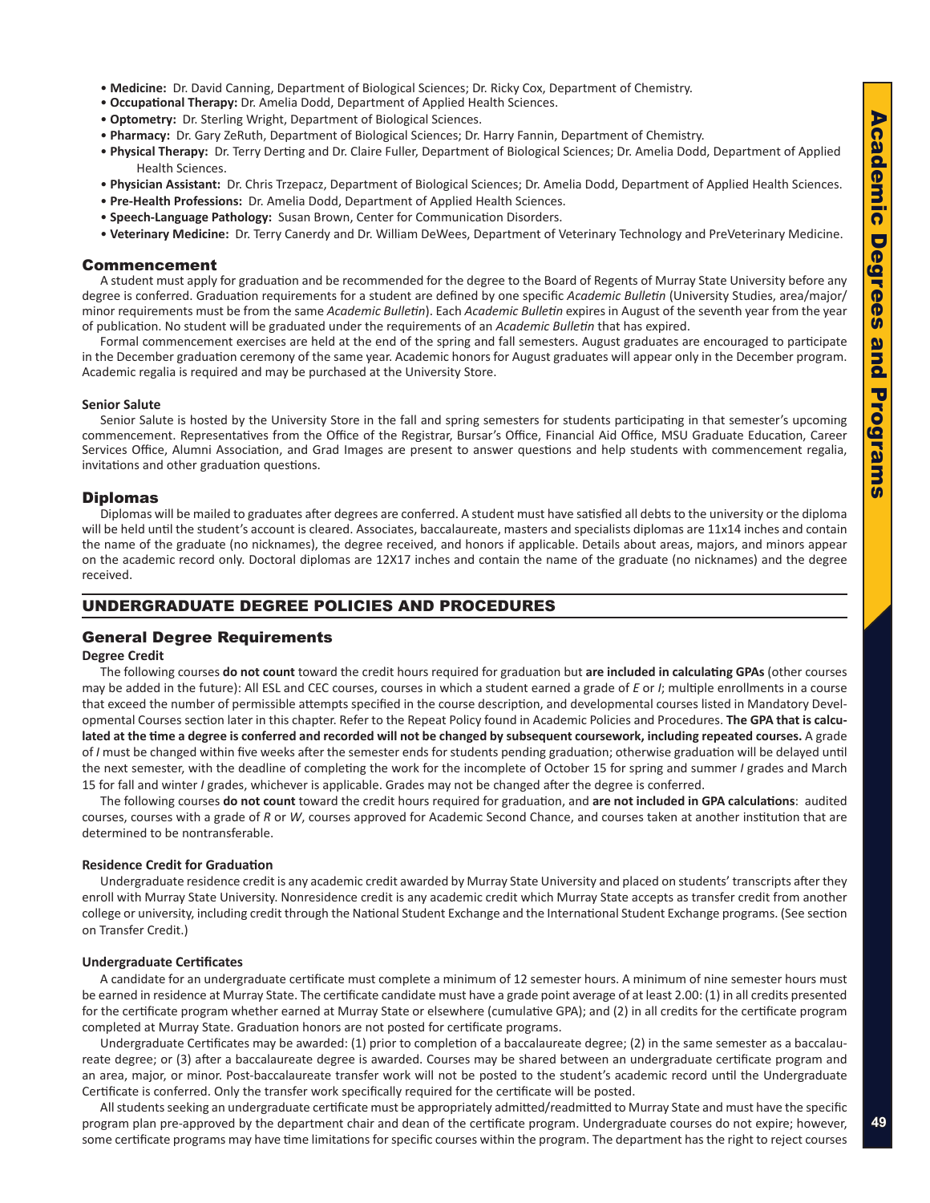- **Medicine:** Dr. David Canning, Department of Biological Sciences; Dr. Ricky Cox, Department of Chemistry.
- **Occupational Therapy:** Dr. Amelia Dodd, Department of Applied Health Sciences.
- **Optometry:** Dr. Sterling Wright, Department of Biological Sciences.
- **Pharmacy:** Dr. Gary ZeRuth, Department of Biological Sciences; Dr. Harry Fannin, Department of Chemistry.
- **Physical Therapy:** Dr. Terry Derting and Dr. Claire Fuller, Department of Biological Sciences; Dr. Amelia Dodd, Department of Applied Health Sciences.
- **Physician Assistant:** Dr. Chris Trzepacz, Department of Biological Sciences; Dr. Amelia Dodd, Department of Applied Health Sciences.
- **Pre-Health Professions:** Dr. Amelia Dodd, Department of Applied Health Sciences.
- **Speech-Language Pathology:** Susan Brown, Center for Communication Disorders.
- **Veterinary Medicine:** Dr. Terry Canerdy and Dr. William DeWees, Department of Veterinary Technology and PreVeterinary Medicine.

## Commencement

A student must apply for graduation and be recommended for the degree to the Board of Regents of Murray State University before any degree is conferred. Graduation requirements for a student are defined by one specific *Academic Bulletin* (University Studies, area/major/minor requirements must be from the same *Academic Bulletin*). Each *Academic Bulletin* expires in August of the seventh year from the year of publication. No student will be graduated under the requirements of an *Academic Bulletin* that has expired.

Formal commencement exercises are held at the end of the spring and fall semesters. August graduates are encouraged to participate in the December graduation ceremony of the same year. Academic honors for August graduates will appear only in the December program. Academic regalia is required and may be purchased at the University Store.

### Senior Salute

Senior Salute is hosted by the University Store in the fall and spring semesters for students participating in that semester's upcoming commencement. Representatives from the Office of the Registrar, Bursar's Office, Financial Aid Office, MSU Graduate Education, Career Services Office, Alumni Association, and Grad Images are present to answer questions and help students with commencement regalia, invitations and other graduation questions.

## Diplomas

Diplomas will be mailed to graduates after degrees are conferred. A student must have satisfied all debts to the university or the diploma will be held until the student's account is cleared. Associates, baccalaureate, masters and specialists diplomas are 11x14 inches and contain the name of the graduate (no nicknames), the degree received, and honors if applicable. Details about areas, majors, and minors appear on the academic record only. Doctoral diplomas are 12X17 inches and contain the name of the graduate (no nicknames) and the degree received.

# UNDERGRADUATE DEGREE POLICIES AND PROCEDURES

## General Degree Requirements

### Degree Credit

The following courses **do not count** toward the credit hours required for graduation but **are included in calculating GPAs** (other courses may be added in the future): All ESL and CEC courses, courses in which a student earned a grade of *E* or *I*; multiple enrollments in a course that exceed the number of permissible attempts specified in the course description, and developmental courses listed in Mandatory Developmental Courses section later in this chapter. Refer to the Repeat Policy found in Academic Policies and Procedures. **The GPA that is calculated at the time a degree is conferred and recorded will not be changed by subsequent coursework, including repeated courses.** A grade of *I* must be changed within five weeks after the semester ends for students pending graduation; otherwise graduation will be delayed until the next semester, with the deadline of completing the work for the incomplete of October 15 for spring and summer *I* grades and March 15 for fall and winter *I* grades, whichever is applicable. Grades may not be changed after the degree is conferred.

The following courses **do not count** toward the credit hours required for graduation, and **are not included in GPA calculations**: audited courses, courses with a grade of *R* or *W*, courses approved for Academic Second Chance, and courses taken at another institution that are determined to be nontransferable.

### Residence Credit for Graduation

Undergraduate residence credit is any academic credit awarded by Murray State University and placed on students' transcripts after they enroll with Murray State University. Nonresidence credit is any academic credit which Murray State accepts as transfer credit from another college or university, including credit through the National Student Exchange and the International Student Exchange programs. (See section on Transfer Credit.)

### Undergraduate Certificates

A candidate for an undergraduate certificate must complete a minimum of 12 semester hours. A minimum of nine semester hours must be earned in residence at Murray State. The certificate candidate must have a grade point average of at least 2.00: (1) in all credits presented for the certificate program whether earned at Murray State or elsewhere (cumulative GPA); and (2) in all credits for the certificate program completed at Murray State. Graduation honors are not posted for certificate programs.

Undergraduate Certificates may be awarded: (1) prior to completion of a baccalaureate degree; (2) in the same semester as a baccalaureate degree; or (3) after a baccalaureate degree is awarded. Courses may be shared between an undergraduate certificate program and an area, major, or minor. Post-baccalaureate transfer work will not be posted to the student's academic record until the Undergraduate Certificate is conferred. Only the transfer work specifically required for the certificate will be posted.

All students seeking an undergraduate certificate must be appropriately admitted/readmitted to Murray State and must have the specific program plan pre-approved by the department chair and dean of the certificate program. Undergraduate courses do not expire; however, some certificate programs may have time limitations for specific courses within the program. The department has the right to reject courses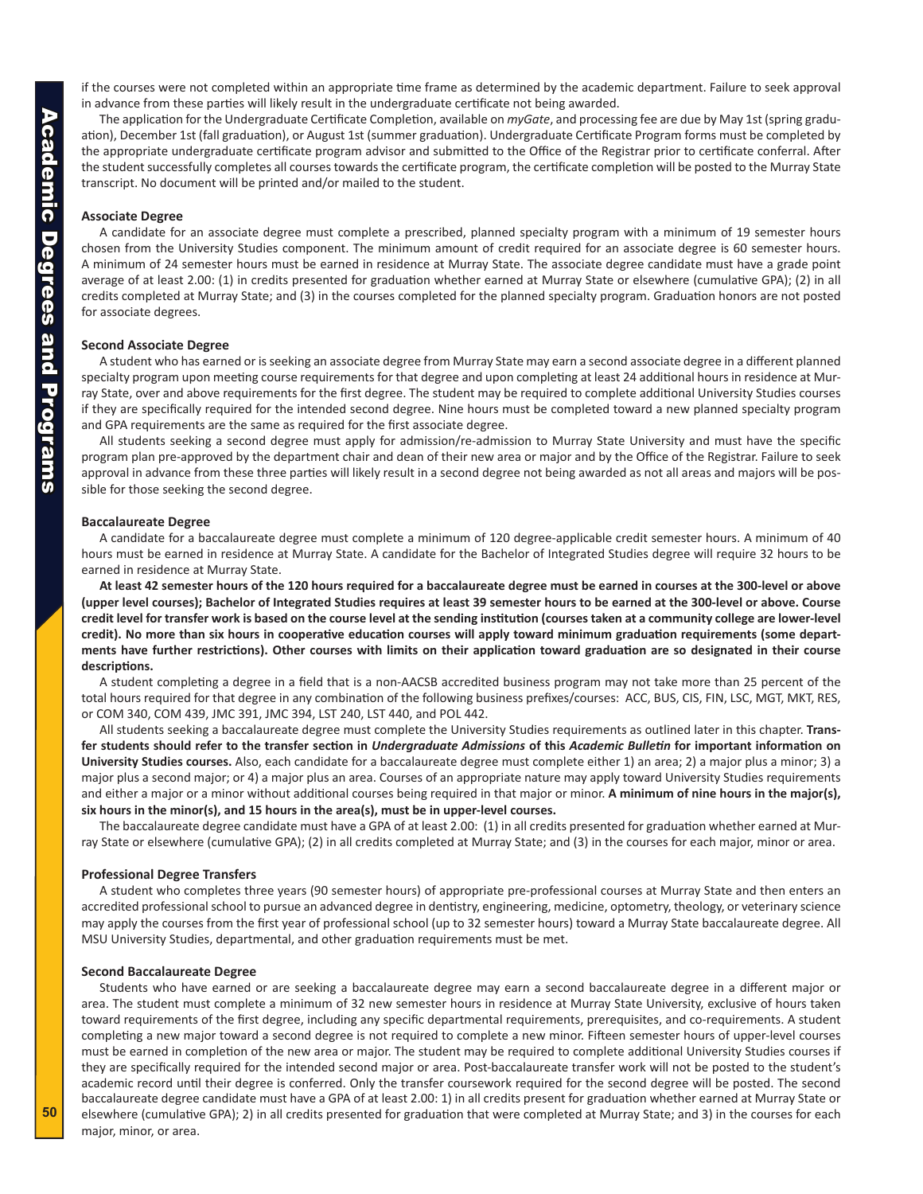if the courses were not completed within an appropriate time frame as determined by the academic department. Failure to seek approval in advance from these parties will likely result in the undergraduate certificate not being awarded.

The application for the Undergraduate Certificate Completion, available on *myGate*, and processing fee are due by May 1st (spring graduation), December 1st (fall graduation), or August 1st (summer graduation). Undergraduate Certificate Program forms must be completed by the appropriate undergraduate certificate program advisor and submitted to the Office of the Registrar prior to certificate conferral. After the student successfully completes all courses towards the certificate program, the certificate completion will be posted to the Murray State transcript. No document will be printed and/or mailed to the student.

### Associate Degree

A candidate for an associate degree must complete a prescribed, planned specialty program with a minimum of 19 semester hours chosen from the University Studies component. The minimum amount of credit required for an associate degree is 60 semester hours. A minimum of 24 semester hours must be earned in residence at Murray State. The associate degree candidate must have a grade point average of at least 2.00: (1) in credits presented for graduation whether earned at Murray State or elsewhere (cumulative GPA); (2) in all credits completed at Murray State; and (3) in the courses completed for the planned specialty program. Graduation honors are not posted for associate degrees.

### Second Associate Degree

A student who has earned or is seeking an associate degree from Murray State may earn a second associate degree in a different planned specialty program upon meeting course requirements for that degree and upon completing at least 24 additional hours in residence at Murray State, over and above requirements for the first degree. The student may be required to complete additional University Studies courses if they are specifically required for the intended second degree. Nine hours must be completed toward a new planned specialty program and GPA requirements are the same as required for the first associate degree.

All students seeking a second degree must apply for admission/re-admission to Murray State University and must have the specific program plan pre-approved by the department chair and dean of their new area or major and by the Office of the Registrar. Failure to seek approval in advance from these three parties will likely result in a second degree not being awarded as not all areas and majors will be possible for those seeking the second degree.

### Baccalaureate Degree

A candidate for a baccalaureate degree must complete a minimum of 120 degree-applicable credit semester hours. A minimum of 40 hours must be earned in residence at Murray State. A candidate for the Bachelor of Integrated Studies degree will require 32 hours to be earned in residence at Murray State.

**At least 42 semester hours of the 120 hours required for a baccalaureate degree must be earned in courses at the 300-level or above (upper level courses); Bachelor of Integrated Studies requires at least 39 semester hours to be earned at the 300-level or above. Course credit level for transfer work is based on the course level at the sending institution (courses taken at a community college are lower-level credit). No more than six hours in cooperative education courses will apply toward minimum graduation requirements (some departments have further restrictions). Other courses with limits on their application toward graduation are so designated in their course descriptions.**

A student completing a degree in a field that is a non-AACSB accredited business program may not take more than 25 percent of the total hours required for that degree in any combination of the following business prefixes/courses: ACC, BUS, CIS, FIN, LSC, MGT, MKT, RES, or COM 340, COM 439, JMC 391, JMC 394, LST 240, LST 440, and POL 442.

All students seeking a baccalaureate degree must complete the University Studies requirements as outlined later in this chapter. **Transfer students should refer to the transfer section in *Undergraduate Admissions* of this *Academic Bulletin* for important information on University Studies courses.** Also, each candidate for a baccalaureate degree must complete either 1) an area; 2) a major plus a minor; 3) a major plus a second major; or 4) a major plus an area. Courses of an appropriate nature may apply toward University Studies requirements and either a major or a minor without additional courses being required in that major or minor. **A minimum of nine hours in the major(s), six hours in the minor(s), and 15 hours in the area(s), must be in upper-level courses.**

The baccalaureate degree candidate must have a GPA of at least 2.00: (1) in all credits presented for graduation whether earned at Murray State or elsewhere (cumulative GPA); (2) in all credits completed at Murray State; and (3) in the courses for each major, minor or area.

### Professional Degree Transfers

A student who completes three years (90 semester hours) of appropriate pre-professional courses at Murray State and then enters an accredited professional school to pursue an advanced degree in dentistry, engineering, medicine, optometry, theology, or veterinary science may apply the courses from the first year of professional school (up to 32 semester hours) toward a Murray State baccalaureate degree. All MSU University Studies, departmental, and other graduation requirements must be met.

### Second Baccalaureate Degree

Students who have earned or are seeking a baccalaureate degree may earn a second baccalaureate degree in a different major or area. The student must complete a minimum of 32 new semester hours in residence at Murray State University, exclusive of hours taken toward requirements of the first degree, including any specific departmental requirements, prerequisites, and co-requirements. A student completing a new major toward a second degree is not required to complete a new minor. Fifteen semester hours of upper-level courses must be earned in completion of the new area or major. The student may be required to complete additional University Studies courses if they are specifically required for the intended second major or area. Post-baccalaureate transfer work will not be posted to the student's academic record until their degree is conferred. Only the transfer coursework required for the second degree will be posted. The second baccalaureate degree candidate must have a GPA of at least 2.00: 1) in all credits present for graduation whether earned at Murray State or elsewhere (cumulative GPA); 2) in all credits presented for graduation that were completed at Murray State; and 3) in the courses for each major, minor, or area.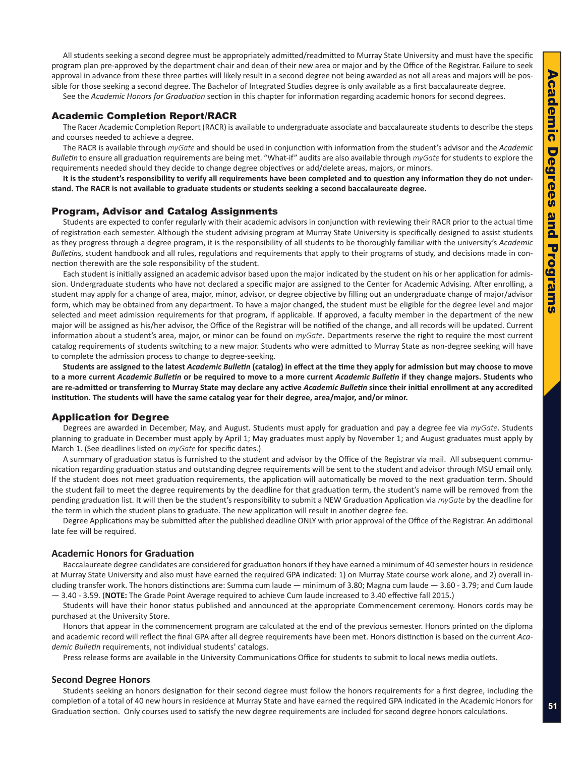All students seeking a second degree must be appropriately admitted/readmitted to Murray State University and must have the specific program plan pre-approved by the department chair and dean of their new area or major and by the Office of the Registrar. Failure to seek approval in advance from these three parties will likely result in a second degree not being awarded as not all areas and majors will be possible for those seeking a second degree. The Bachelor of Integrated Studies degree is only available as a first baccalaureate degree.

See the *Academic Honors for Graduation* section in this chapter for information regarding academic honors for second degrees.

## Academic Completion Report/RACR

The Racer Academic Completion Report (RACR) is available to undergraduate associate and baccalaureate students to describe the steps and courses needed to achieve a degree.

The RACR is available through *myGate* and should be used in conjunction with information from the student's advisor and the *Academic Bulletin* to ensure all graduation requirements are being met. "What-if" audits are also available through *myGate* for students to explore the requirements needed should they decide to change degree objectives or add/delete areas, majors, or minors.

**It is the student's responsibility to verify all requirements have been completed and to question any information they do not understand. The RACR is not available to graduate students or students seeking a second baccalaureate degree.**

## Program, Advisor and Catalog Assignments

Students are expected to confer regularly with their academic advisors in conjunction with reviewing their RACR prior to the actual time of registration each semester. Although the student advising program at Murray State University is specifically designed to assist students as they progress through a degree program, it is the responsibility of all students to be thoroughly familiar with the university's *Academic Bulletin*s, student handbook and all rules, regulations and requirements that apply to their programs of study, and decisions made in connection therewith are the sole responsibility of the student.

Each student is initially assigned an academic advisor based upon the major indicated by the student on his or her application for admission. Undergraduate students who have not declared a specific major are assigned to the Center for Academic Advising. After enrolling, a student may apply for a change of area, major, minor, advisor, or degree objective by filling out an undergraduate change of major/advisor form, which may be obtained from any department. To have a major changed, the student must be eligible for the degree level and major selected and meet admission requirements for that program, if applicable. If approved, a faculty member in the department of the new major will be assigned as his/her advisor, the Office of the Registrar will be notified of the change, and all records will be updated. Current information about a student's area, major, or minor can be found on *myGate*. Departments reserve the right to require the most current catalog requirements of students switching to a new major. Students who were admitted to Murray State as non-degree seeking will have to complete the admission process to change to degree-seeking.

**Students are assigned to the latest *Academic Bulletin* (catalog) in effect at the time they apply for admission but may choose to move to a more current *Academic Bulletin* or be required to move to a more current *Academic Bulletin* if they change majors. Students who are re-admitted or transferring to Murray State may declare any active *Academic Bulletin* since their initial enrollment at any accredited institution. The students will have the same catalog year for their degree, area/major, and/or minor.**

## Application for Degree

Degrees are awarded in December, May, and August. Students must apply for graduation and pay a degree fee via *myGate*. Students planning to graduate in December must apply by April 1; May graduates must apply by November 1; and August graduates must apply by March 1. (See deadlines listed on *myGate* for specific dates.)

A summary of graduation status is furnished to the student and advisor by the Office of the Registrar via mail. All subsequent communication regarding graduation status and outstanding degree requirements will be sent to the student and advisor through MSU email only. If the student does not meet graduation requirements, the application will automatically be moved to the next graduation term. Should the student fail to meet the degree requirements by the deadline for that graduation term, the student's name will be removed from the pending graduation list. It will then be the student's responsibility to submit a NEW Graduation Application via *myGate* by the deadline for the term in which the student plans to graduate. The new application will result in another degree fee.

Degree Applications may be submitted after the published deadline ONLY with prior approval of the Office of the Registrar. An additional late fee will be required.

### Academic Honors for Graduation

Baccalaureate degree candidates are considered for graduation honors if they have earned a minimum of 40 semester hours in residence at Murray State University and also must have earned the required GPA indicated: 1) on Murray State course work alone, and 2) overall including transfer work. The honors distinctions are: Summa cum laude — minimum of 3.80; Magna cum laude — 3.60 - 3.79; and Cum laude — 3.40 - 3.59. (**NOTE:** The Grade Point Average required to achieve Cum laude increased to 3.40 effective fall 2015.)

Students will have their honor status published and announced at the appropriate Commencement ceremony. Honors cords may be purchased at the University Store.

Honors that appear in the commencement program are calculated at the end of the previous semester. Honors printed on the diploma and academic record will reflect the final GPA after all degree requirements have been met. Honors distinction is based on the current *Academic Bulletin* requirements, not individual students' catalogs.

Press release forms are available in the University Communications Office for students to submit to local news media outlets.

### Second Degree Honors

Students seeking an honors designation for their second degree must follow the honors requirements for a first degree, including the completion of a total of 40 new hours in residence at Murray State and have earned the required GPA indicated in the Academic Honors for Graduation section. Only courses used to satisfy the new degree requirements are included for second degree honors calculations.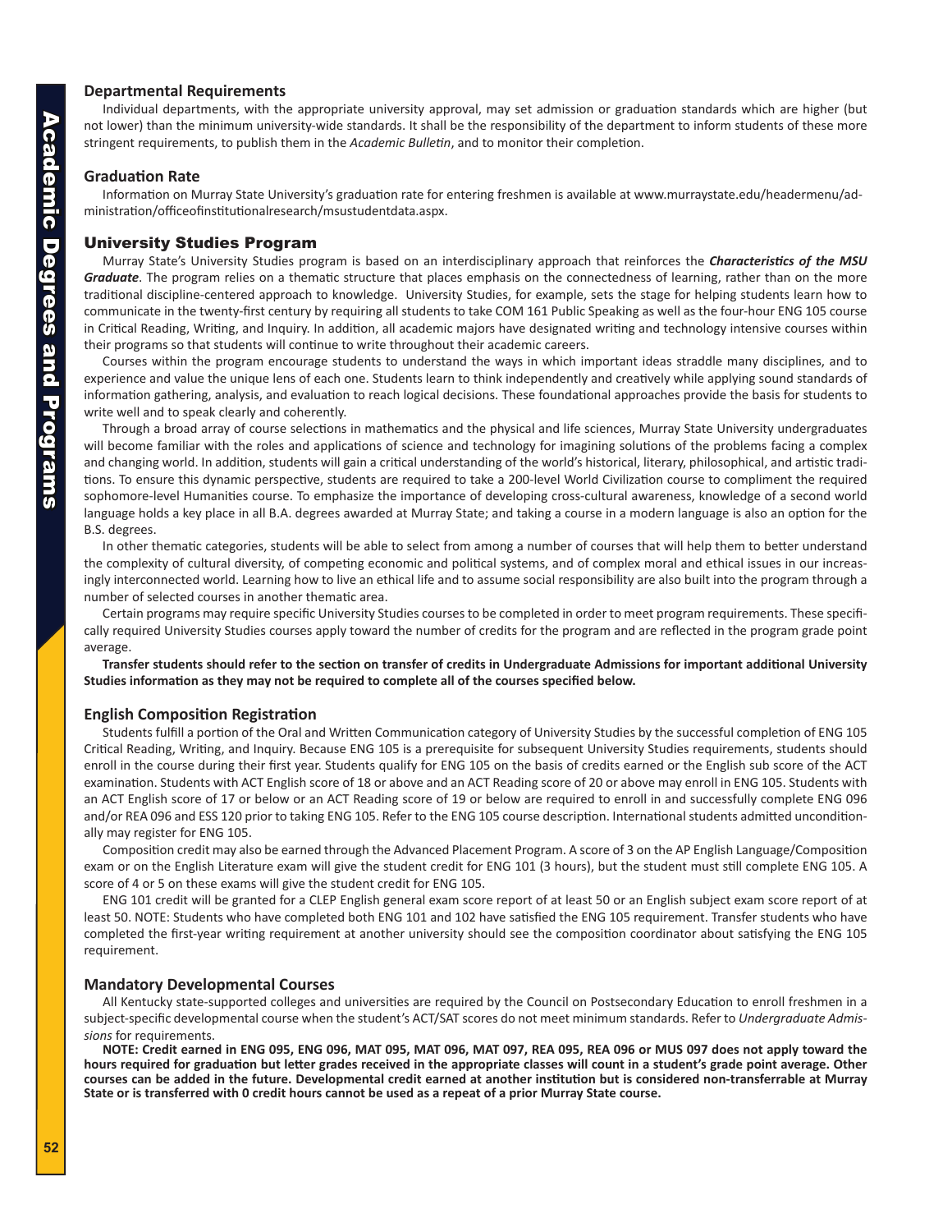### Departmental Requirements

Individual departments, with the appropriate university approval, may set admission or graduation standards which are higher (but not lower) than the minimum university-wide standards. It shall be the responsibility of the department to inform students of these more stringent requirements, to publish them in the *Academic Bulletin*, and to monitor their completion.

### Graduation Rate

Information on Murray State University's graduation rate for entering freshmen is available at www.murraystate.edu/headermenu/administration/officeofinstitutionalresearch/msustudentdata.aspx.

## University Studies Program

Murray State's University Studies program is based on an interdisciplinary approach that reinforces the ***Characteristics of the MSU Graduate***. The program relies on a thematic structure that places emphasis on the connectedness of learning, rather than on the more traditional discipline-centered approach to knowledge. University Studies, for example, sets the stage for helping students learn how to communicate in the twenty-first century by requiring all students to take COM 161 Public Speaking as well as the four-hour ENG 105 course in Critical Reading, Writing, and Inquiry. In addition, all academic majors have designated writing and technology intensive courses within their programs so that students will continue to write throughout their academic careers.

Courses within the program encourage students to understand the ways in which important ideas straddle many disciplines, and to experience and value the unique lens of each one. Students learn to think independently and creatively while applying sound standards of information gathering, analysis, and evaluation to reach logical decisions. These foundational approaches provide the basis for students to write well and to speak clearly and coherently.

Through a broad array of course selections in mathematics and the physical and life sciences, Murray State University undergraduates will become familiar with the roles and applications of science and technology for imagining solutions of the problems facing a complex and changing world. In addition, students will gain a critical understanding of the world's historical, literary, philosophical, and artistic traditions. To ensure this dynamic perspective, students are required to take a 200-level World Civilization course to compliment the required sophomore-level Humanities course. To emphasize the importance of developing cross-cultural awareness, knowledge of a second world language holds a key place in all B.A. degrees awarded at Murray State; and taking a course in a modern language is also an option for the B.S. degrees.

In other thematic categories, students will be able to select from among a number of courses that will help them to better understand the complexity of cultural diversity, of competing economic and political systems, and of complex moral and ethical issues in our increasingly interconnected world. Learning how to live an ethical life and to assume social responsibility are also built into the program through a number of selected courses in another thematic area.

Certain programs may require specific University Studies courses to be completed in order to meet program requirements. These specifically required University Studies courses apply toward the number of credits for the program and are reflected in the program grade point average.

**Transfer students should refer to the section on transfer of credits in Undergraduate Admissions for important additional University Studies information as they may not be required to complete all of the courses specified below.**

### English Composition Registration

Students fulfill a portion of the Oral and Written Communication category of University Studies by the successful completion of ENG 105 Critical Reading, Writing, and Inquiry. Because ENG 105 is a prerequisite for subsequent University Studies requirements, students should enroll in the course during their first year. Students qualify for ENG 105 on the basis of credits earned or the English sub score of the ACT examination. Students with ACT English score of 18 or above and an ACT Reading score of 20 or above may enroll in ENG 105. Students with an ACT English score of 17 or below or an ACT Reading score of 19 or below are required to enroll in and successfully complete ENG 096 and/or REA 096 and ESS 120 prior to taking ENG 105. Refer to the ENG 105 course description. International students admitted unconditionally may register for ENG 105.

Composition credit may also be earned through the Advanced Placement Program. A score of 3 on the AP English Language/Composition exam or on the English Literature exam will give the student credit for ENG 101 (3 hours), but the student must still complete ENG 105. A score of 4 or 5 on these exams will give the student credit for ENG 105.

ENG 101 credit will be granted for a CLEP English general exam score report of at least 50 or an English subject exam score report of at least 50. NOTE: Students who have completed both ENG 101 and 102 have satisfied the ENG 105 requirement. Transfer students who have completed the first-year writing requirement at another university should see the composition coordinator about satisfying the ENG 105 requirement.

### Mandatory Developmental Courses

All Kentucky state-supported colleges and universities are required by the Council on Postsecondary Education to enroll freshmen in a subject-specific developmental course when the student's ACT/SAT scores do not meet minimum standards. Refer to *Undergraduate Admissions* for requirements.

**NOTE: Credit earned in ENG 095, ENG 096, MAT 095, MAT 096, MAT 097, REA 095, REA 096 or MUS 097 does not apply toward the hours required for graduation but letter grades received in the appropriate classes will count in a student's grade point average. Other courses can be added in the future. Developmental credit earned at another institution but is considered non-transferrable at Murray State or is transferred with 0 credit hours cannot be used as a repeat of a prior Murray State course.**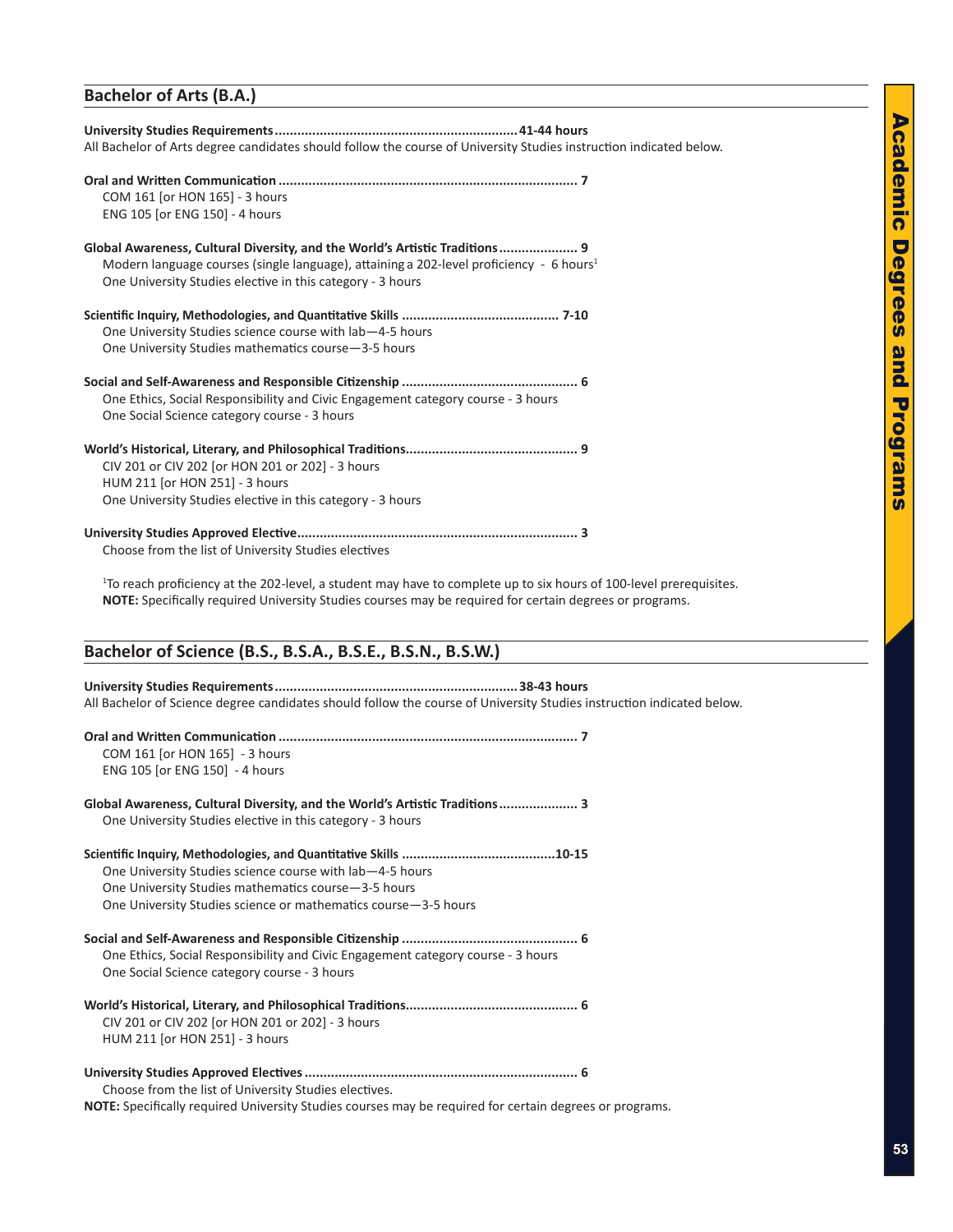## Bachelor of Arts (B.A.)

**University Studies Requirements................................................................41-44 hours**
All Bachelor of Arts degree candidates should follow the course of University Studies instruction indicated below.

**Oral and Written Communication ............................................................................... 7**
COM 161 [or HON 165] - 3 hours
ENG 105 [or ENG 150] - 4 hours

**Global Awareness, Cultural Diversity, and the World's Artistic Traditions..................... 9**
Modern language courses (single language), attaining a 202-level proficiency - 6 hours[1]
One University Studies elective in this category - 3 hours

**Scientific Inquiry, Methodologies, and Quantitative Skills .......................................... 7-10**
One University Studies science course with lab—4-5 hours
One University Studies mathematics course—3-5 hours

**Social and Self-Awareness and Responsible Citizenship .............................................. 6**
One Ethics, Social Responsibility and Civic Engagement category course - 3 hours
One Social Science category course - 3 hours

**World's Historical, Literary, and Philosophical Traditions............................................. 9**
CIV 201 or CIV 202 [or HON 201 or 202] - 3 hours
HUM 211 [or HON 251] - 3 hours
One University Studies elective in this category - 3 hours

**University Studies Approved Elective.......................................................................... 3**
Choose from the list of University Studies electives

[1]To reach proficiency at the 202-level, a student may have to complete up to six hours of 100-level prerequisites.
**NOTE:** Specifically required University Studies courses may be required for certain degrees or programs.

## Bachelor of Science (B.S., B.S.A., B.S.E., B.S.N., B.S.W.)

**University Studies Requirements................................................................38-43 hours**
All Bachelor of Science degree candidates should follow the course of University Studies instruction indicated below.

**Oral and Written Communication ............................................................................... 7**
COM 161 [or HON 165] - 3 hours
ENG 105 [or ENG 150] - 4 hours

**Global Awareness, Cultural Diversity, and the World's Artistic Traditions..................... 3**
One University Studies elective in this category - 3 hours

**Scientific Inquiry, Methodologies, and Quantitative Skills .........................................10-15**
One University Studies science course with lab—4-5 hours
One University Studies mathematics course—3-5 hours
One University Studies science or mathematics course—3-5 hours

**Social and Self-Awareness and Responsible Citizenship .............................................. 6**
One Ethics, Social Responsibility and Civic Engagement category course - 3 hours
One Social Science category course - 3 hours

**World's Historical, Literary, and Philosophical Traditions............................................. 6**
CIV 201 or CIV 202 [or HON 201 or 202] - 3 hours
HUM 211 [or HON 251] - 3 hours

**University Studies Approved Electives ........................................................................ 6**
Choose from the list of University Studies electives.
**NOTE:** Specifically required University Studies courses may be required for certain degrees or programs.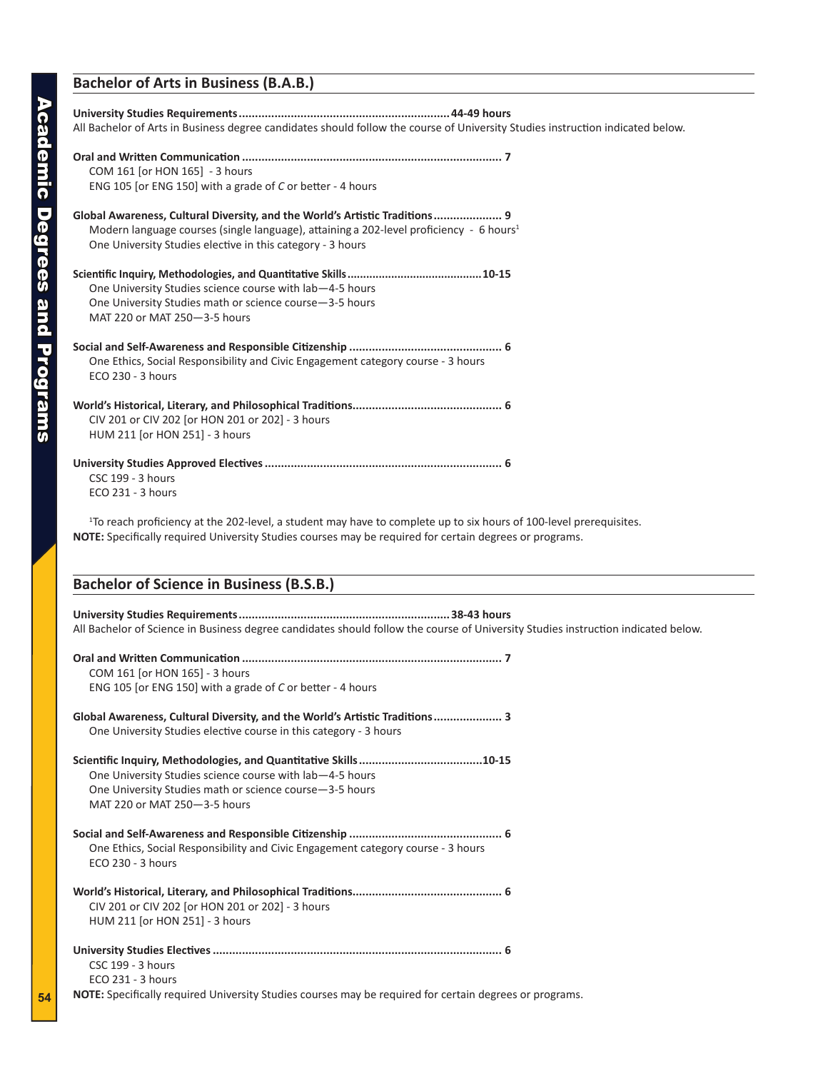## Bachelor of Arts in Business (B.A.B.)

**University Studies Requirements................................................................44-49 hours**
All Bachelor of Arts in Business degree candidates should follow the course of University Studies instruction indicated below.

**Oral and Written Communication ............................................................................... 7**
- COM 161 [or HON 165] - 3 hours
- ENG 105 [or ENG 150] with a grade of *C* or better - 4 hours

**Global Awareness, Cultural Diversity, and the World's Artistic Traditions..................... 9**
- Modern language courses (single language), attaining a 202-level proficiency - 6 hours[1]
- One University Studies elective in this category - 3 hours

**Scientific Inquiry, Methodologies, and Quantitative Skills..........................................10-15**
- One University Studies science course with lab—4-5 hours
- One University Studies math or science course—3-5 hours
- MAT 220 or MAT 250—3-5 hours

**Social and Self-Awareness and Responsible Citizenship ............................................... 6**
- One Ethics, Social Responsibility and Civic Engagement category course - 3 hours
- ECO 230 - 3 hours

**World's Historical, Literary, and Philosophical Traditions............................................. 6**
- CIV 201 or CIV 202 [or HON 201 or 202] - 3 hours
- HUM 211 [or HON 251] - 3 hours

**University Studies Approved Electives ........................................................................ 6**
- CSC 199 - 3 hours
- ECO 231 - 3 hours

[1]To reach proficiency at the 202-level, a student may have to complete up to six hours of 100-level prerequisites.
**NOTE:** Specifically required University Studies courses may be required for certain degrees or programs.

## Bachelor of Science in Business (B.S.B.)

**University Studies Requirements................................................................38-43 hours**
All Bachelor of Science in Business degree candidates should follow the course of University Studies instruction indicated below.

**Oral and Written Communication ............................................................................... 7**
- COM 161 [or HON 165] - 3 hours
- ENG 105 [or ENG 150] with a grade of *C* or better - 4 hours

**Global Awareness, Cultural Diversity, and the World's Artistic Traditions..................... 3**
- One University Studies elective course in this category - 3 hours

**Scientific Inquiry, Methodologies, and Quantitative Skills.....................................10-15**
- One University Studies science course with lab—4-5 hours
- One University Studies math or science course—3-5 hours
- MAT 220 or MAT 250—3-5 hours

**Social and Self-Awareness and Responsible Citizenship ............................................... 6**
- One Ethics, Social Responsibility and Civic Engagement category course - 3 hours
- ECO 230 - 3 hours

**World's Historical, Literary, and Philosophical Traditions............................................. 6**
- CIV 201 or CIV 202 [or HON 201 or 202] - 3 hours
- HUM 211 [or HON 251] - 3 hours

**University Studies Electives ....................................................................................... 6**
- CSC 199 - 3 hours
- ECO 231 - 3 hours

**NOTE:** Specifically required University Studies courses may be required for certain degrees or programs.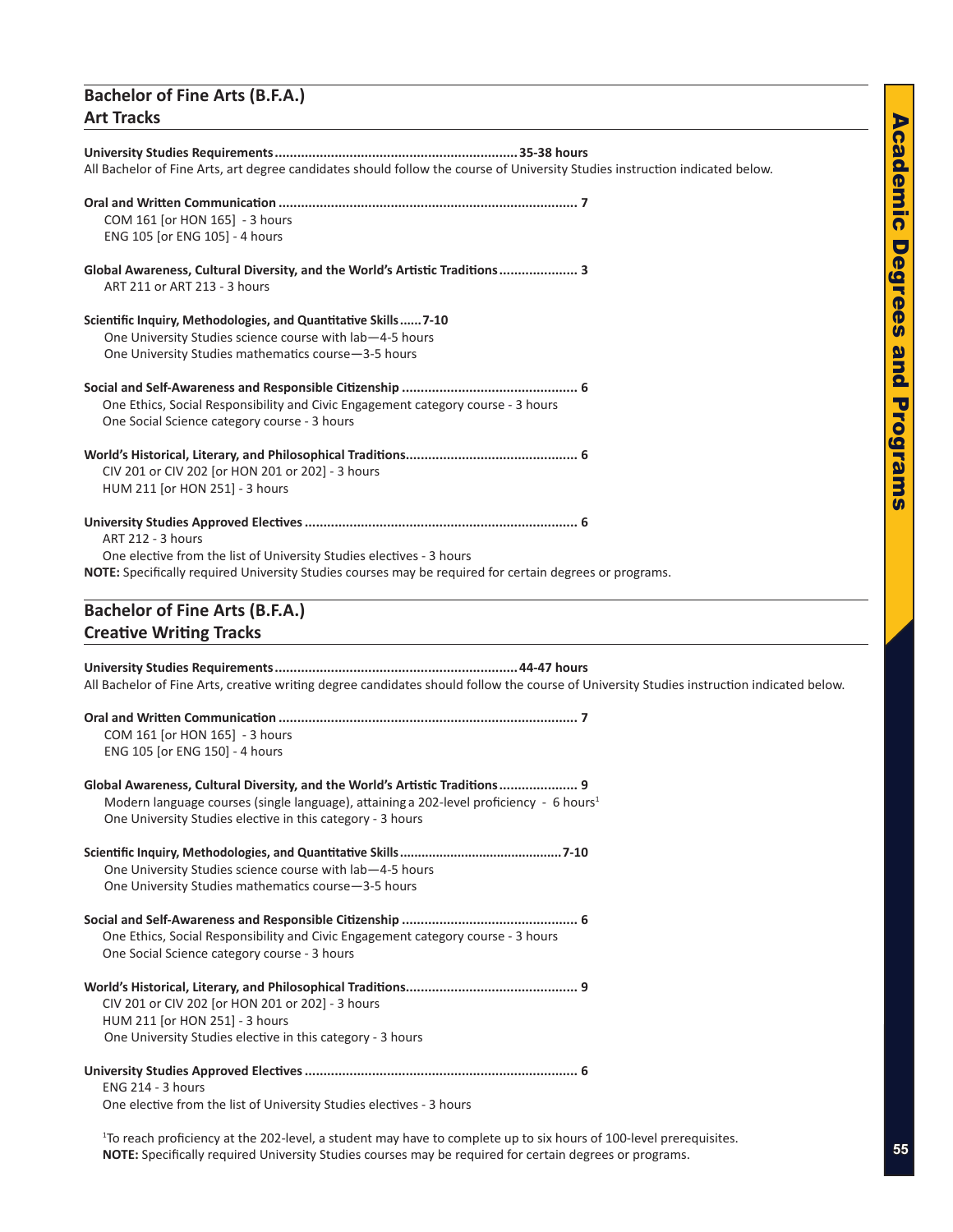## Bachelor of Fine Arts (B.F.A.)
## Art Tracks

**University Studies Requirements................................................................35-38 hours**
All Bachelor of Fine Arts, art degree candidates should follow the course of University Studies instruction indicated below.

**Oral and Written Communication .............................................................................. 7**
COM 161 [or HON 165] - 3 hours
ENG 105 [or ENG 105] - 4 hours

**Global Awareness, Cultural Diversity, and the World's Artistic Traditions..................... 3**
ART 211 or ART 213 - 3 hours

**Scientific Inquiry, Methodologies, and Quantitative Skills......7-10**
One University Studies science course with lab—4-5 hours
One University Studies mathematics course—3-5 hours

**Social and Self-Awareness and Responsible Citizenship .............................................. 6**
One Ethics, Social Responsibility and Civic Engagement category course - 3 hours
One Social Science category course - 3 hours

**World's Historical, Literary, and Philosophical Traditions............................................. 6**
CIV 201 or CIV 202 [or HON 201 or 202] - 3 hours
HUM 211 [or HON 251] - 3 hours

**University Studies Approved Electives ........................................................................ 6**
ART 212 - 3 hours
One elective from the list of University Studies electives - 3 hours

**NOTE:** Specifically required University Studies courses may be required for certain degrees or programs.

## Bachelor of Fine Arts (B.F.A.)
## Creative Writing Tracks

**University Studies Requirements................................................................44-47 hours**
All Bachelor of Fine Arts, creative writing degree candidates should follow the course of University Studies instruction indicated below.

**Oral and Written Communication .............................................................................. 7**
COM 161 [or HON 165] - 3 hours
ENG 105 [or ENG 150] - 4 hours

**Global Awareness, Cultural Diversity, and the World's Artistic Traditions..................... 9**
Modern language courses (single language), attaining a 202-level proficiency - 6 hours[1]
One University Studies elective in this category - 3 hours

**Scientific Inquiry, Methodologies, and Quantitative Skills...........................................7-10**
One University Studies science course with lab—4-5 hours
One University Studies mathematics course—3-5 hours

**Social and Self-Awareness and Responsible Citizenship .............................................. 6**
One Ethics, Social Responsibility and Civic Engagement category course - 3 hours
One Social Science category course - 3 hours

**World's Historical, Literary, and Philosophical Traditions............................................. 9**
CIV 201 or CIV 202 [or HON 201 or 202] - 3 hours
HUM 211 [or HON 251] - 3 hours
One University Studies elective in this category - 3 hours

**University Studies Approved Electives ........................................................................ 6**
ENG 214 - 3 hours
One elective from the list of University Studies electives - 3 hours

[1]To reach proficiency at the 202-level, a student may have to complete up to six hours of 100-level prerequisites.
**NOTE:** Specifically required University Studies courses may be required for certain degrees or programs.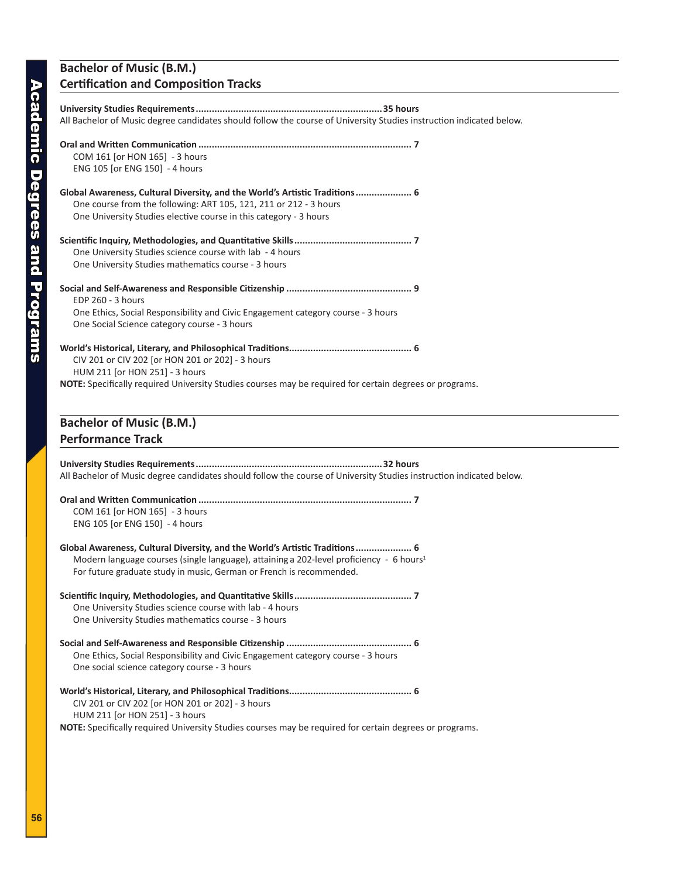## Bachelor of Music (B.M.)
## Certification and Composition Tracks

**University Studies Requirements ..................................................................... 35 hours**
All Bachelor of Music degree candidates should follow the course of University Studies instruction indicated below.

**Oral and Written Communication ............................................................................... 7**
COM 161 [or HON 165] - 3 hours
ENG 105 [or ENG 150] - 4 hours

**Global Awareness, Cultural Diversity, and the World's Artistic Traditions ..................... 6**
One course from the following: ART 105, 121, 211 or 212 - 3 hours
One University Studies elective course in this category - 3 hours

**Scientific Inquiry, Methodologies, and Quantitative Skills ........................................... 7**
One University Studies science course with lab - 4 hours
One University Studies mathematics course - 3 hours

**Social and Self-Awareness and Responsible Citizenship .............................................. 9**
EDP 260 - 3 hours
One Ethics, Social Responsibility and Civic Engagement category course - 3 hours
One Social Science category course - 3 hours

**World's Historical, Literary, and Philosophical Traditions............................................. 6**
CIV 201 or CIV 202 [or HON 201 or 202] - 3 hours
HUM 211 [or HON 251] - 3 hours

**NOTE:** Specifically required University Studies courses may be required for certain degrees or programs.

## Bachelor of Music (B.M.)
## Performance Track

**University Studies Requirements ..................................................................... 32 hours**
All Bachelor of Music degree candidates should follow the course of University Studies instruction indicated below.

**Oral and Written Communication ............................................................................... 7**
COM 161 [or HON 165] - 3 hours
ENG 105 [or ENG 150] - 4 hours

**Global Awareness, Cultural Diversity, and the World's Artistic Traditions ..................... 6**
Modern language courses (single language), attaining a 202-level proficiency - 6 hours[1]
For future graduate study in music, German or French is recommended.

**Scientific Inquiry, Methodologies, and Quantitative Skills ........................................... 7**
One University Studies science course with lab - 4 hours
One University Studies mathematics course - 3 hours

**Social and Self-Awareness and Responsible Citizenship .............................................. 6**
One Ethics, Social Responsibility and Civic Engagement category course - 3 hours
One social science category course - 3 hours

**World's Historical, Literary, and Philosophical Traditions............................................. 6**
CIV 201 or CIV 202 [or HON 201 or 202] - 3 hours
HUM 211 [or HON 251] - 3 hours

**NOTE:** Specifically required University Studies courses may be required for certain degrees or programs.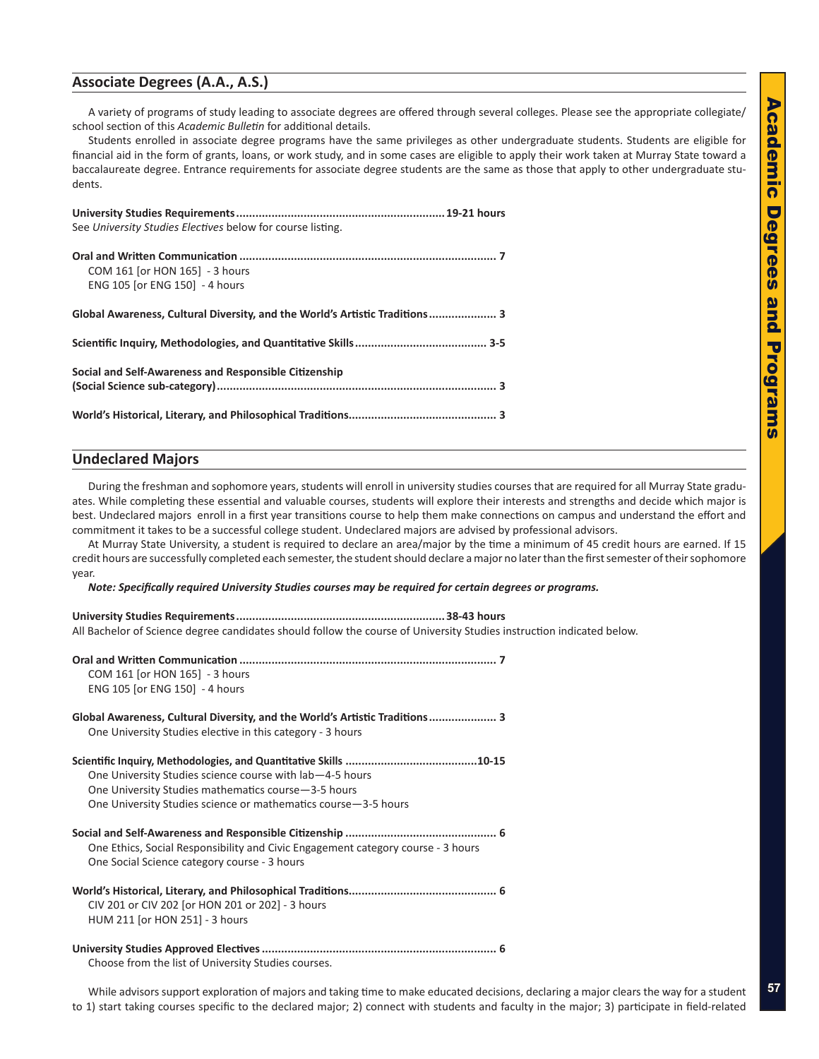## Associate Degrees (A.A., A.S.)

A variety of programs of study leading to associate degrees are offered through several colleges. Please see the appropriate collegiate/school section of this *Academic Bulletin* for additional details.

Students enrolled in associate degree programs have the same privileges as other undergraduate students. Students are eligible for financial aid in the form of grants, loans, or work study, and in some cases are eligible to apply their work taken at Murray State toward a baccalaureate degree. Entrance requirements for associate degree students are the same as those that apply to other undergraduate students.

**University Studies Requirements................................................................19-21 hours**
See *University Studies Electives* below for course listing.

**Oral and Written Communication ............................................................................... 7**
COM 161 [or HON 165] - 3 hours
ENG 105 [or ENG 150] - 4 hours

**Global Awareness, Cultural Diversity, and the World's Artistic Traditions..................... 3**

**Scientific Inquiry, Methodologies, and Quantitative Skills......................................... 3-5**

**Social and Self-Awareness and Responsible Citizenship (Social Science sub-category)...................................................................................... 3**

**World's Historical, Literary, and Philosophical Traditions............................................. 3**

## Undeclared Majors

During the freshman and sophomore years, students will enroll in university studies courses that are required for all Murray State graduates. While completing these essential and valuable courses, students will explore their interests and strengths and decide which major is best. Undeclared majors enroll in a first year transitions course to help them make connections on campus and understand the effort and commitment it takes to be a successful college student. Undeclared majors are advised by professional advisors.

At Murray State University, a student is required to declare an area/major by the time a minimum of 45 credit hours are earned. If 15 credit hours are successfully completed each semester, the student should declare a major no later than the first semester of their sophomore year.

***Note: Specifically required University Studies courses may be required for certain degrees or programs.***

**University Studies Requirements................................................................38-43 hours**
All Bachelor of Science degree candidates should follow the course of University Studies instruction indicated below.

**Oral and Written Communication ............................................................................... 7**
COM 161 [or HON 165] - 3 hours
ENG 105 [or ENG 150] - 4 hours

**Global Awareness, Cultural Diversity, and the World's Artistic Traditions..................... 3**
One University Studies elective in this category - 3 hours

**Scientific Inquiry, Methodologies, and Quantitative Skills .........................................10-15**
One University Studies science course with lab—4-5 hours
One University Studies mathematics course—3-5 hours
One University Studies science or mathematics course—3-5 hours

**Social and Self-Awareness and Responsible Citizenship ............................................... 6**
One Ethics, Social Responsibility and Civic Engagement category course - 3 hours
One Social Science category course - 3 hours

**World's Historical, Literary, and Philosophical Traditions............................................. 6**
CIV 201 or CIV 202 [or HON 201 or 202] - 3 hours
HUM 211 [or HON 251] - 3 hours

**University Studies Approved Electives ........................................................................ 6**
Choose from the list of University Studies courses.

While advisors support exploration of majors and taking time to make educated decisions, declaring a major clears the way for a student to 1) start taking courses specific to the declared major; 2) connect with students and faculty in the major; 3) participate in field-related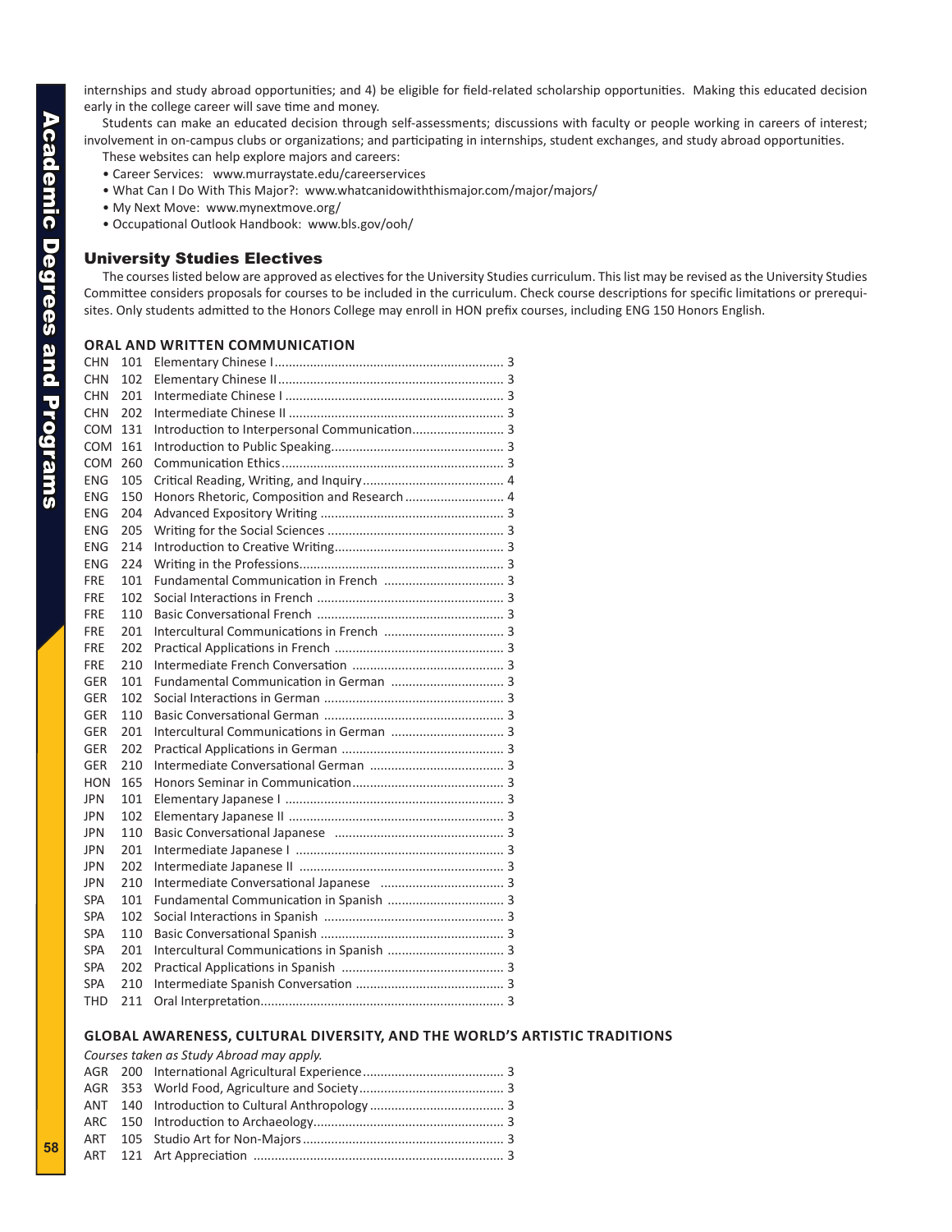internships and study abroad opportunities; and 4) be eligible for field-related scholarship opportunities. Making this educated decision early in the college career will save time and money.

Students can make an educated decision through self-assessments; discussions with faculty or people working in careers of interest; involvement in on-campus clubs or organizations; and participating in internships, student exchanges, and study abroad opportunities.

These websites can help explore majors and careers:

- Career Services: www.murraystate.edu/careerservices
- What Can I Do With This Major?: www.whatcanidowiththismajor.com/major/majors/
- My Next Move: www.mynextmove.org/
- Occupational Outlook Handbook: www.bls.gov/ooh/

## University Studies Electives

The courses listed below are approved as electives for the University Studies curriculum. This list may be revised as the University Studies Committee considers proposals for courses to be included in the curriculum. Check course descriptions for specific limitations or prerequisites. Only students admitted to the Honors College may enroll in HON prefix courses, including ENG 150 Honors English.

### ORAL AND WRITTEN COMMUNICATION

| | | | |
|---|---|---|---|
| CHN | 101 | Elementary Chinese I | 3 |
| CHN | 102 | Elementary Chinese II | 3 |
| CHN | 201 | Intermediate Chinese I | 3 |
| CHN | 202 | Intermediate Chinese II | 3 |
| COM | 131 | Introduction to Interpersonal Communication | 3 |
| COM | 161 | Introduction to Public Speaking | 3 |
| COM | 260 | Communication Ethics | 3 |
| ENG | 105 | Critical Reading, Writing, and Inquiry | 4 |
| ENG | 150 | Honors Rhetoric, Composition and Research | 4 |
| ENG | 204 | Advanced Expository Writing | 3 |
| ENG | 205 | Writing for the Social Sciences | 3 |
| ENG | 214 | Introduction to Creative Writing | 3 |
| ENG | 224 | Writing in the Professions | 3 |
| FRE | 101 | Fundamental Communication in French | 3 |
| FRE | 102 | Social Interactions in French | 3 |
| FRE | 110 | Basic Conversational French | 3 |
| FRE | 201 | Intercultural Communications in French | 3 |
| FRE | 202 | Practical Applications in French | 3 |
| FRE | 210 | Intermediate French Conversation | 3 |
| GER | 101 | Fundamental Communication in German | 3 |
| GER | 102 | Social Interactions in German | 3 |
| GER | 110 | Basic Conversational German | 3 |
| GER | 201 | Intercultural Communications in German | 3 |
| GER | 202 | Practical Applications in German | 3 |
| GER | 210 | Intermediate Conversational German | 3 |
| HON | 165 | Honors Seminar in Communication | 3 |
| JPN | 101 | Elementary Japanese I | 3 |
| JPN | 102 | Elementary Japanese II | 3 |
| JPN | 110 | Basic Conversational Japanese | 3 |
| JPN | 201 | Intermediate Japanese I | 3 |
| JPN | 202 | Intermediate Japanese II | 3 |
| JPN | 210 | Intermediate Conversational Japanese | 3 |
| SPA | 101 | Fundamental Communication in Spanish | 3 |
| SPA | 102 | Social Interactions in Spanish | 3 |
| SPA | 110 | Basic Conversational Spanish | 3 |
| SPA | 201 | Intercultural Communications in Spanish | 3 |
| SPA | 202 | Practical Applications in Spanish | 3 |
| SPA | 210 | Intermediate Spanish Conversation | 3 |
| THD | 211 | Oral Interpretation | 3 |

### GLOBAL AWARENESS, CULTURAL DIVERSITY, AND THE WORLD'S ARTISTIC TRADITIONS

*Courses taken as Study Abroad may apply.*

| | | | |
|---|---|---|---|
| AGR | 200 | International Agricultural Experience | 3 |
| AGR | 353 | World Food, Agriculture and Society | 3 |
| ANT | 140 | Introduction to Cultural Anthropology | 3 |
| ARC | 150 | Introduction to Archaeology | 3 |
| ART | 105 | Studio Art for Non-Majors | 3 |
| ART | 121 | Art Appreciation | 3 |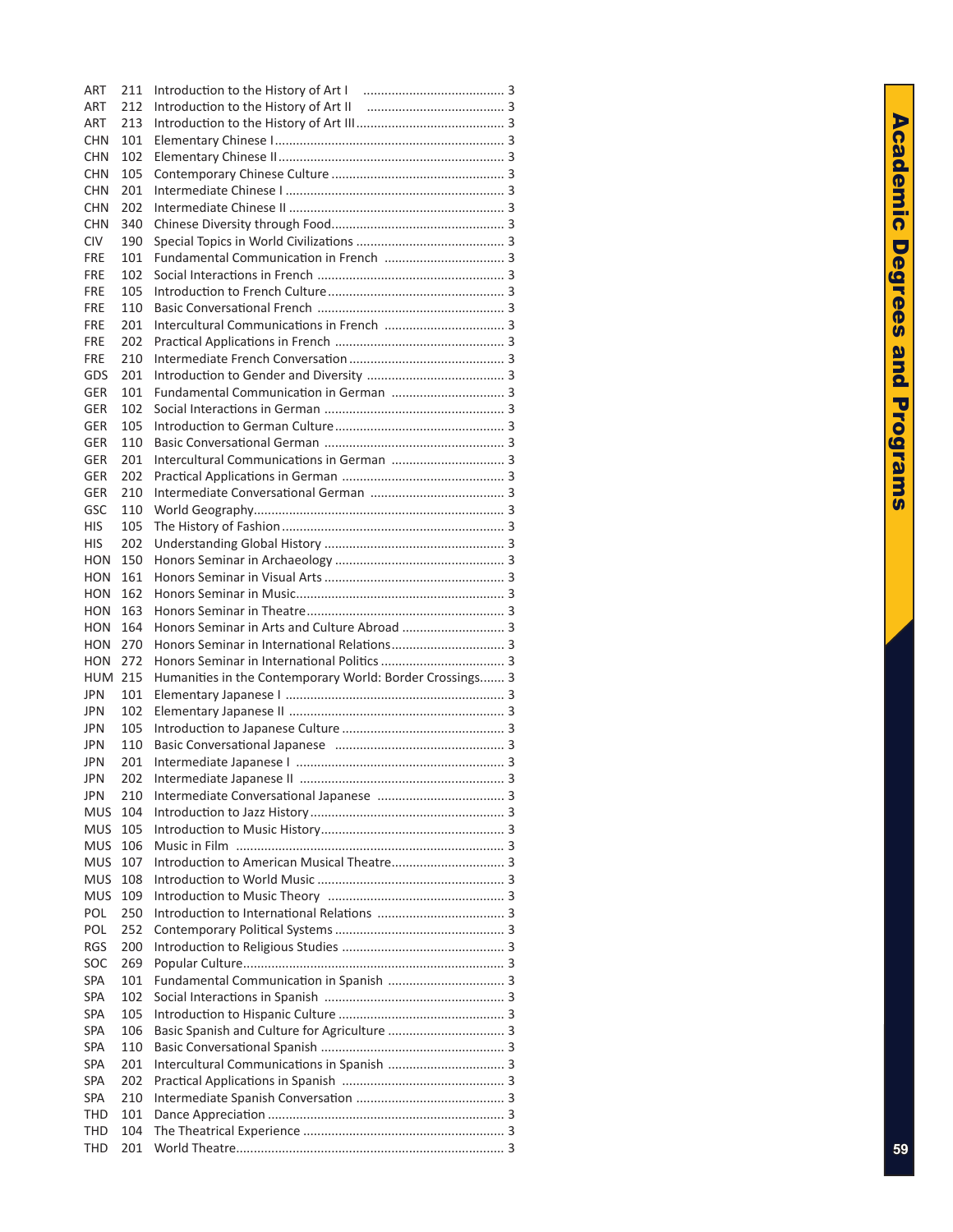| | | | |
|---|---|---|---|
| ART | 211 | Introduction to the History of Art I | 3 |
| ART | 212 | Introduction to the History of Art II | 3 |
| ART | 213 | Introduction to the History of Art III | 3 |
| CHN | 101 | Elementary Chinese I | 3 |
| CHN | 102 | Elementary Chinese II | 3 |
| CHN | 105 | Contemporary Chinese Culture | 3 |
| CHN | 201 | Intermediate Chinese I | 3 |
| CHN | 202 | Intermediate Chinese II | 3 |
| CHN | 340 | Chinese Diversity through Food | 3 |
| CIV | 190 | Special Topics in World Civilizations | 3 |
| FRE | 101 | Fundamental Communication in French | 3 |
| FRE | 102 | Social Interactions in French | 3 |
| FRE | 105 | Introduction to French Culture | 3 |
| FRE | 110 | Basic Conversational French | 3 |
| FRE | 201 | Intercultural Communications in French | 3 |
| FRE | 202 | Practical Applications in French | 3 |
| FRE | 210 | Intermediate French Conversation | 3 |
| GDS | 201 | Introduction to Gender and Diversity | 3 |
| GER | 101 | Fundamental Communication in German | 3 |
| GER | 102 | Social Interactions in German | 3 |
| GER | 105 | Introduction to German Culture | 3 |
| GER | 110 | Basic Conversational German | 3 |
| GER | 201 | Intercultural Communications in German | 3 |
| GER | 202 | Practical Applications in German | 3 |
| GER | 210 | Intermediate Conversational German | 3 |
| GSC | 110 | World Geography | 3 |
| HIS | 105 | The History of Fashion | 3 |
| HIS | 202 | Understanding Global History | 3 |
| HON | 150 | Honors Seminar in Archaeology | 3 |
| HON | 161 | Honors Seminar in Visual Arts | 3 |
| HON | 162 | Honors Seminar in Music | 3 |
| HON | 163 | Honors Seminar in Theatre | 3 |
| HON | 164 | Honors Seminar in Arts and Culture Abroad | 3 |
| HON | 270 | Honors Seminar in International Relations | 3 |
| HON | 272 | Honors Seminar in International Politics | 3 |
| HUM | 215 | Humanities in the Contemporary World: Border Crossings | 3 |
| JPN | 101 | Elementary Japanese I | 3 |
| JPN | 102 | Elementary Japanese II | 3 |
| JPN | 105 | Introduction to Japanese Culture | 3 |
| JPN | 110 | Basic Conversational Japanese | 3 |
| JPN | 201 | Intermediate Japanese I | 3 |
| JPN | 202 | Intermediate Japanese II | 3 |
| JPN | 210 | Intermediate Conversational Japanese | 3 |
| MUS | 104 | Introduction to Jazz History | 3 |
| MUS | 105 | Introduction to Music History | 3 |
| MUS | 106 | Music in Film | 3 |
| MUS | 107 | Introduction to American Musical Theatre | 3 |
| MUS | 108 | Introduction to World Music | 3 |
| MUS | 109 | Introduction to Music Theory | 3 |
| POL | 250 | Introduction to International Relations | 3 |
| POL | 252 | Contemporary Political Systems | 3 |
| RGS | 200 | Introduction to Religious Studies | 3 |
| SOC | 269 | Popular Culture | 3 |
| SPA | 101 | Fundamental Communication in Spanish | 3 |
| SPA | 102 | Social Interactions in Spanish | 3 |
| SPA | 105 | Introduction to Hispanic Culture | 3 |
| SPA | 106 | Basic Spanish and Culture for Agriculture | 3 |
| SPA | 110 | Basic Conversational Spanish | 3 |
| SPA | 201 | Intercultural Communications in Spanish | 3 |
| SPA | 202 | Practical Applications in Spanish | 3 |
| SPA | 210 | Intermediate Spanish Conversation | 3 |
| THD | 101 | Dance Appreciation | 3 |
| THD | 104 | The Theatrical Experience | 3 |
| THD | 201 | World Theatre | 3 |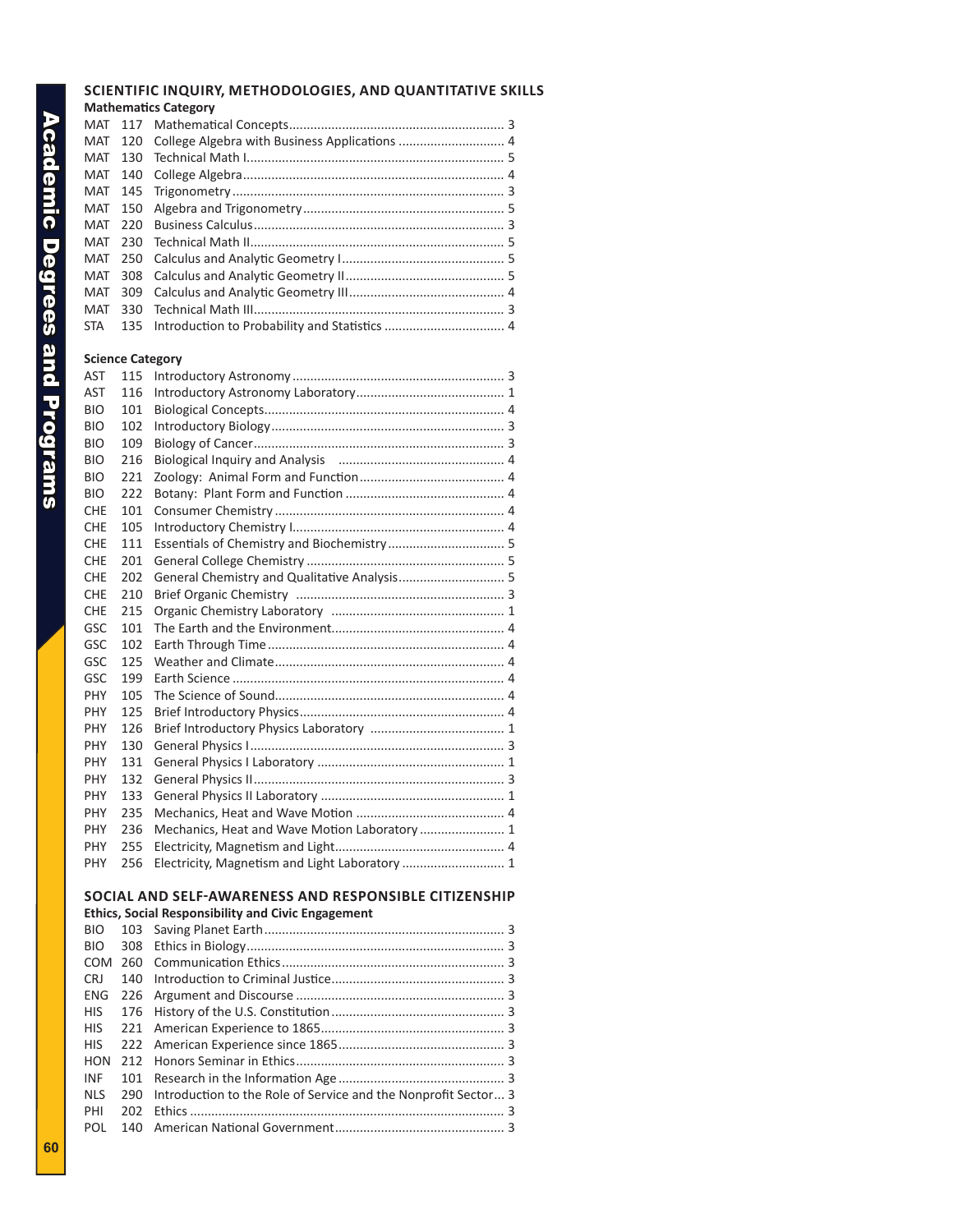## SCIENTIFIC INQUIRY, METHODOLOGIES, AND QUANTITATIVE SKILLS

### Mathematics Category

| | | | |
|---|---|---|---|
| MAT | 117 | Mathematical Concepts | 3 |
| MAT | 120 | College Algebra with Business Applications | 4 |
| MAT | 130 | Technical Math I | 5 |
| MAT | 140 | College Algebra | 4 |
| MAT | 145 | Trigonometry | 3 |
| MAT | 150 | Algebra and Trigonometry | 5 |
| MAT | 220 | Business Calculus | 3 |
| MAT | 230 | Technical Math II | 5 |
| MAT | 250 | Calculus and Analytic Geometry I | 5 |
| MAT | 308 | Calculus and Analytic Geometry II | 5 |
| MAT | 309 | Calculus and Analytic Geometry III | 4 |
| MAT | 330 | Technical Math III | 3 |
| STA | 135 | Introduction to Probability and Statistics | 4 |

### Science Category

| | | | |
|---|---|---|---|
| AST | 115 | Introductory Astronomy | 3 |
| AST | 116 | Introductory Astronomy Laboratory | 1 |
| BIO | 101 | Biological Concepts | 4 |
| BIO | 102 | Introductory Biology | 3 |
| BIO | 109 | Biology of Cancer | 3 |
| BIO | 216 | Biological Inquiry and Analysis | 4 |
| BIO | 221 | Zoology: Animal Form and Function | 4 |
| BIO | 222 | Botany: Plant Form and Function | 4 |
| CHE | 101 | Consumer Chemistry | 4 |
| CHE | 105 | Introductory Chemistry I | 4 |
| CHE | 111 | Essentials of Chemistry and Biochemistry | 5 |
| CHE | 201 | General College Chemistry | 5 |
| CHE | 202 | General Chemistry and Qualitative Analysis | 5 |
| CHE | 210 | Brief Organic Chemistry | 3 |
| CHE | 215 | Organic Chemistry Laboratory | 1 |
| GSC | 101 | The Earth and the Environment | 4 |
| GSC | 102 | Earth Through Time | 4 |
| GSC | 125 | Weather and Climate | 4 |
| GSC | 199 | Earth Science | 4 |
| PHY | 105 | The Science of Sound | 4 |
| PHY | 125 | Brief Introductory Physics | 4 |
| PHY | 126 | Brief Introductory Physics Laboratory | 1 |
| PHY | 130 | General Physics I | 3 |
| PHY | 131 | General Physics I Laboratory | 1 |
| PHY | 132 | General Physics II | 3 |
| PHY | 133 | General Physics II Laboratory | 1 |
| PHY | 235 | Mechanics, Heat and Wave Motion | 4 |
| PHY | 236 | Mechanics, Heat and Wave Motion Laboratory | 1 |
| PHY | 255 | Electricity, Magnetism and Light | 4 |
| PHY | 256 | Electricity, Magnetism and Light Laboratory | 1 |

## SOCIAL AND SELF-AWARENESS AND RESPONSIBLE CITIZENSHIP

### Ethics, Social Responsibility and Civic Engagement

| | | | |
|---|---|---|---|
| BIO | 103 | Saving Planet Earth | 3 |
| BIO | 308 | Ethics in Biology | 3 |
| COM | 260 | Communication Ethics | 3 |
| CRJ | 140 | Introduction to Criminal Justice | 3 |
| ENG | 226 | Argument and Discourse | 3 |
| HIS | 176 | History of the U.S. Constitution | 3 |
| HIS | 221 | American Experience to 1865 | 3 |
| HIS | 222 | American Experience since 1865 | 3 |
| HON | 212 | Honors Seminar in Ethics | 3 |
| INF | 101 | Research in the Information Age | 3 |
| NLS | 290 | Introduction to the Role of Service and the Nonprofit Sector | 3 |
| PHI | 202 | Ethics | 3 |
| POL | 140 | American National Government | 3 |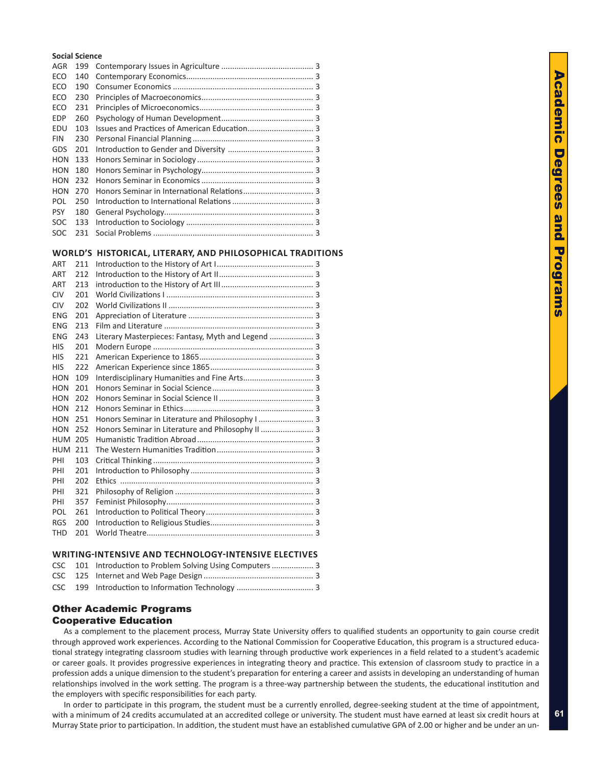**Social Science**

| | | | |
|---|---|---|---|
| AGR | 199 | Contemporary Issues in Agriculture | 3 |
| ECO | 140 | Contemporary Economics | 3 |
| ECO | 190 | Consumer Economics | 3 |
| ECO | 230 | Principles of Macroeconomics | 3 |
| ECO | 231 | Principles of Microeconomics | 3 |
| EDP | 260 | Psychology of Human Development | 3 |
| EDU | 103 | Issues and Practices of American Education | 3 |
| FIN | 230 | Personal Financial Planning | 3 |
| GDS | 201 | Introduction to Gender and Diversity | 3 |
| HON | 133 | Honors Seminar in Sociology | 3 |
| HON | 180 | Honors Seminar in Psychology | 3 |
| HON | 232 | Honors Seminar in Economics | 3 |
| HON | 270 | Honors Seminar in International Relations | 3 |
| POL | 250 | Introduction to International Relations | 3 |
| PSY | 180 | General Psychology | 3 |
| SOC | 133 | Introduction to Sociology | 3 |
| SOC | 231 | Social Problems | 3 |

**WORLD'S HISTORICAL, LITERARY, AND PHILOSOPHICAL TRADITIONS**

| | | | |
|---|---|---|---|
| ART | 211 | Introduction to the History of Art I | 3 |
| ART | 212 | Introduction to the History of Art II | 3 |
| ART | 213 | introduction to the History of Art III | 3 |
| CIV | 201 | World Civilizations I | 3 |
| CIV | 202 | World Civilizations II | 3 |
| ENG | 201 | Appreciation of Literature | 3 |
| ENG | 213 | Film and Literature | 3 |
| ENG | 243 | Literary Masterpieces: Fantasy, Myth and Legend | 3 |
| HIS | 201 | Modern Europe | 3 |
| HIS | 221 | American Experience to 1865 | 3 |
| HIS | 222 | American Experience since 1865 | 3 |
| HON | 109 | Interdisciplinary Humanities and Fine Arts | 3 |
| HON | 201 | Honors Seminar in Social Science | 3 |
| HON | 202 | Honors Seminar in Social Science II | 3 |
| HON | 212 | Honors Seminar in Ethics | 3 |
| HON | 251 | Honors Seminar in Literature and Philosophy I | 3 |
| HON | 252 | Honors Seminar in Literature and Philosophy II | 3 |
| HUM | 205 | Humanistic Tradition Abroad | 3 |
| HUM | 211 | The Western Humanities Tradition | 3 |
| PHI | 103 | Critical Thinking | 3 |
| PHI | 201 | Introduction to Philosophy | 3 |
| PHI | 202 | Ethics | 3 |
| PHI | 321 | Philosophy of Religion | 3 |
| PHI | 357 | Feminist Philosophy | 3 |
| POL | 261 | Introduction to Political Theory | 3 |
| RGS | 200 | Introduction to Religious Studies | 3 |
| THD | 201 | World Theatre | 3 |

**WRITING-INTENSIVE AND TECHNOLOGY-INTENSIVE ELECTIVES**

| | | | |
|---|---|---|---|
| CSC | 101 | Introduction to Problem Solving Using Computers | 3 |
| CSC | 125 | Internet and Web Page Design | 3 |
| CSC | 199 | Introduction to Information Technology | 3 |

## Other Academic Programs

### Cooperative Education

As a complement to the placement process, Murray State University offers to qualified students an opportunity to gain course credit through approved work experiences. According to the National Commission for Cooperative Education, this program is a structured educational strategy integrating classroom studies with learning through productive work experiences in a field related to a student's academic or career goals. It provides progressive experiences in integrating theory and practice. This extension of classroom study to practice in a profession adds a unique dimension to the student's preparation for entering a career and assists in developing an understanding of human relationships involved in the work setting. The program is a three-way partnership between the students, the educational institution and the employers with specific responsibilities for each party.

In order to participate in this program, the student must be a currently enrolled, degree-seeking student at the time of appointment, with a minimum of 24 credits accumulated at an accredited college or university. The student must have earned at least six credit hours at Murray State prior to participation. In addition, the student must have an established cumulative GPA of 2.00 or higher and be under an un-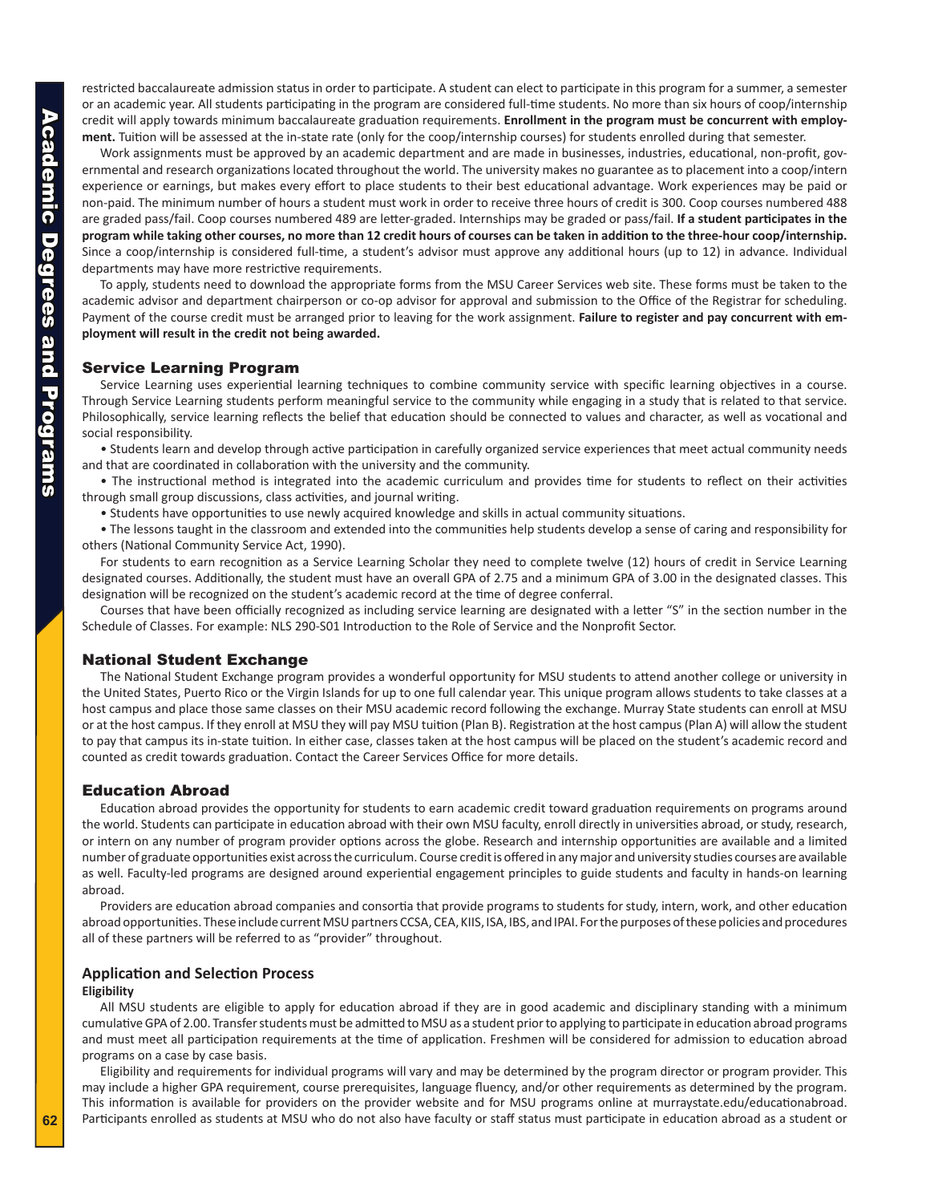restricted baccalaureate admission status in order to participate. A student can elect to participate in this program for a summer, a semester or an academic year. All students participating in the program are considered full-time students. No more than six hours of coop/internship credit will apply towards minimum baccalaureate graduation requirements. **Enrollment in the program must be concurrent with employment.** Tuition will be assessed at the in-state rate (only for the coop/internship courses) for students enrolled during that semester.

Work assignments must be approved by an academic department and are made in businesses, industries, educational, non-profit, governmental and research organizations located throughout the world. The university makes no guarantee as to placement into a coop/intern experience or earnings, but makes every effort to place students to their best educational advantage. Work experiences may be paid or non-paid. The minimum number of hours a student must work in order to receive three hours of credit is 300. Coop courses numbered 488 are graded pass/fail. Coop courses numbered 489 are letter-graded. Internships may be graded or pass/fail. **If a student participates in the program while taking other courses, no more than 12 credit hours of courses can be taken in addition to the three-hour coop/internship.** Since a coop/internship is considered full-time, a student's advisor must approve any additional hours (up to 12) in advance. Individual departments may have more restrictive requirements.

To apply, students need to download the appropriate forms from the MSU Career Services web site. These forms must be taken to the academic advisor and department chairperson or co-op advisor for approval and submission to the Office of the Registrar for scheduling. Payment of the course credit must be arranged prior to leaving for the work assignment. **Failure to register and pay concurrent with employment will result in the credit not being awarded.**

## Service Learning Program

Service Learning uses experiential learning techniques to combine community service with specific learning objectives in a course. Through Service Learning students perform meaningful service to the community while engaging in a study that is related to that service. Philosophically, service learning reflects the belief that education should be connected to values and character, as well as vocational and social responsibility.

- Students learn and develop through active participation in carefully organized service experiences that meet actual community needs and that are coordinated in collaboration with the university and the community.
- The instructional method is integrated into the academic curriculum and provides time for students to reflect on their activities through small group discussions, class activities, and journal writing.
- Students have opportunities to use newly acquired knowledge and skills in actual community situations.
- The lessons taught in the classroom and extended into the communities help students develop a sense of caring and responsibility for others (National Community Service Act, 1990).

For students to earn recognition as a Service Learning Scholar they need to complete twelve (12) hours of credit in Service Learning designated courses. Additionally, the student must have an overall GPA of 2.75 and a minimum GPA of 3.00 in the designated classes. This designation will be recognized on the student's academic record at the time of degree conferral.

Courses that have been officially recognized as including service learning are designated with a letter "S" in the section number in the Schedule of Classes. For example: NLS 290-S01 Introduction to the Role of Service and the Nonprofit Sector.

## National Student Exchange

The National Student Exchange program provides a wonderful opportunity for MSU students to attend another college or university in the United States, Puerto Rico or the Virgin Islands for up to one full calendar year. This unique program allows students to take classes at a host campus and place those same classes on their MSU academic record following the exchange. Murray State students can enroll at MSU or at the host campus. If they enroll at MSU they will pay MSU tuition (Plan B). Registration at the host campus (Plan A) will allow the student to pay that campus its in-state tuition. In either case, classes taken at the host campus will be placed on the student's academic record and counted as credit towards graduation. Contact the Career Services Office for more details.

## Education Abroad

Education abroad provides the opportunity for students to earn academic credit toward graduation requirements on programs around the world. Students can participate in education abroad with their own MSU faculty, enroll directly in universities abroad, or study, research, or intern on any number of program provider options across the globe. Research and internship opportunities are available and a limited number of graduate opportunities exist across the curriculum. Course credit is offered in any major and university studies courses are available as well. Faculty-led programs are designed around experiential engagement principles to guide students and faculty in hands-on learning abroad.

Providers are education abroad companies and consortia that provide programs to students for study, intern, work, and other education abroad opportunities. These include current MSU partners CCSA, CEA, KIIS, ISA, IBS, and IPAI. For the purposes of these policies and procedures all of these partners will be referred to as "provider" throughout.

### Application and Selection Process

**Eligibility**

All MSU students are eligible to apply for education abroad if they are in good academic and disciplinary standing with a minimum cumulative GPA of 2.00. Transfer students must be admitted to MSU as a student prior to applying to participate in education abroad programs and must meet all participation requirements at the time of application. Freshmen will be considered for admission to education abroad programs on a case by case basis.

Eligibility and requirements for individual programs will vary and may be determined by the program director or program provider. This may include a higher GPA requirement, course prerequisites, language fluency, and/or other requirements as determined by the program. This information is available for providers on the provider website and for MSU programs online at murraystate.edu/educationabroad. Participants enrolled as students at MSU who do not also have faculty or staff status must participate in education abroad as a student or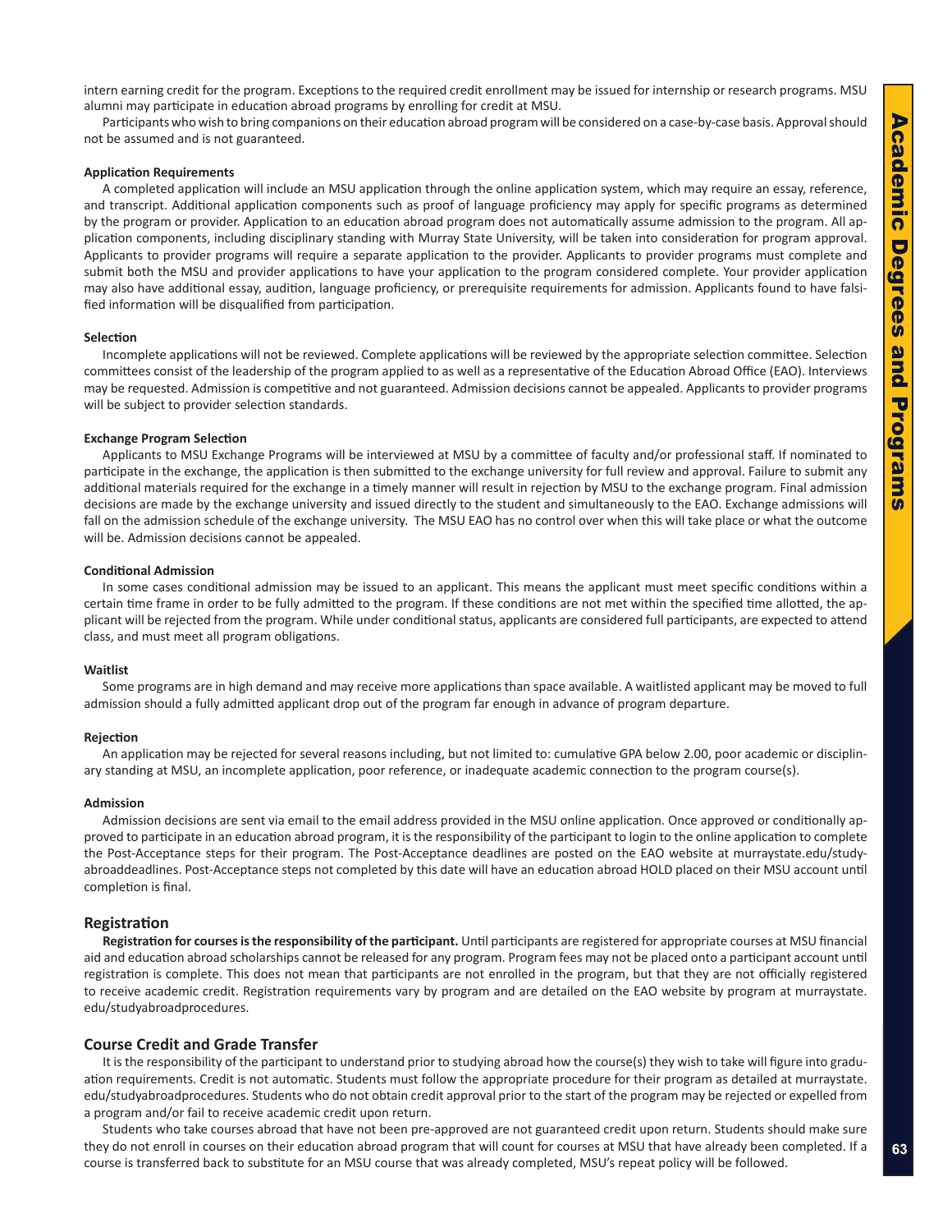intern earning credit for the program. Exceptions to the required credit enrollment may be issued for internship or research programs. MSU alumni may participate in education abroad programs by enrolling for credit at MSU.

Participants who wish to bring companions on their education abroad program will be considered on a case-by-case basis. Approval should not be assumed and is not guaranteed.

#### Application Requirements

A completed application will include an MSU application through the online application system, which may require an essay, reference, and transcript. Additional application components such as proof of language proficiency may apply for specific programs as determined by the program or provider. Application to an education abroad program does not automatically assume admission to the program. All application components, including disciplinary standing with Murray State University, will be taken into consideration for program approval. Applicants to provider programs will require a separate application to the provider. Applicants to provider programs must complete and submit both the MSU and provider applications to have your application to the program considered complete. Your provider application may also have additional essay, audition, language proficiency, or prerequisite requirements for admission. Applicants found to have falsified information will be disqualified from participation.

#### Selection

Incomplete applications will not be reviewed. Complete applications will be reviewed by the appropriate selection committee. Selection committees consist of the leadership of the program applied to as well as a representative of the Education Abroad Office (EAO). Interviews may be requested. Admission is competitive and not guaranteed. Admission decisions cannot be appealed. Applicants to provider programs will be subject to provider selection standards.

#### Exchange Program Selection

Applicants to MSU Exchange Programs will be interviewed at MSU by a committee of faculty and/or professional staff. If nominated to participate in the exchange, the application is then submitted to the exchange university for full review and approval. Failure to submit any additional materials required for the exchange in a timely manner will result in rejection by MSU to the exchange program. Final admission decisions are made by the exchange university and issued directly to the student and simultaneously to the EAO. Exchange admissions will fall on the admission schedule of the exchange university. The MSU EAO has no control over when this will take place or what the outcome will be. Admission decisions cannot be appealed.

#### Conditional Admission

In some cases conditional admission may be issued to an applicant. This means the applicant must meet specific conditions within a certain time frame in order to be fully admitted to the program. If these conditions are not met within the specified time allotted, the applicant will be rejected from the program. While under conditional status, applicants are considered full participants, are expected to attend class, and must meet all program obligations.

#### Waitlist

Some programs are in high demand and may receive more applications than space available. A waitlisted applicant may be moved to full admission should a fully admitted applicant drop out of the program far enough in advance of program departure.

#### Rejection

An application may be rejected for several reasons including, but not limited to: cumulative GPA below 2.00, poor academic or disciplinary standing at MSU, an incomplete application, poor reference, or inadequate academic connection to the program course(s).

#### Admission

Admission decisions are sent via email to the email address provided in the MSU online application. Once approved or conditionally approved to participate in an education abroad program, it is the responsibility of the participant to login to the online application to complete the Post-Acceptance steps for their program. The Post-Acceptance deadlines are posted on the EAO website at murraystate.edu/studyabroaddeadlines. Post-Acceptance steps not completed by this date will have an education abroad HOLD placed on their MSU account until completion is final.

### Registration

**Registration for courses is the responsibility of the participant.** Until participants are registered for appropriate courses at MSU financial aid and education abroad scholarships cannot be released for any program. Program fees may not be placed onto a participant account until registration is complete. This does not mean that participants are not enrolled in the program, but that they are not officially registered to receive academic credit. Registration requirements vary by program and are detailed on the EAO website by program at murraystate.edu/studyabroadprocedures.

### Course Credit and Grade Transfer

It is the responsibility of the participant to understand prior to studying abroad how the course(s) they wish to take will figure into graduation requirements. Credit is not automatic. Students must follow the appropriate procedure for their program as detailed at murraystate.edu/studyabroadprocedures. Students who do not obtain credit approval prior to the start of the program may be rejected or expelled from a program and/or fail to receive academic credit upon return.

Students who take courses abroad that have not been pre-approved are not guaranteed credit upon return. Students should make sure they do not enroll in courses on their education abroad program that will count for courses at MSU that have already been completed. If a course is transferred back to substitute for an MSU course that was already completed, MSU's repeat policy will be followed.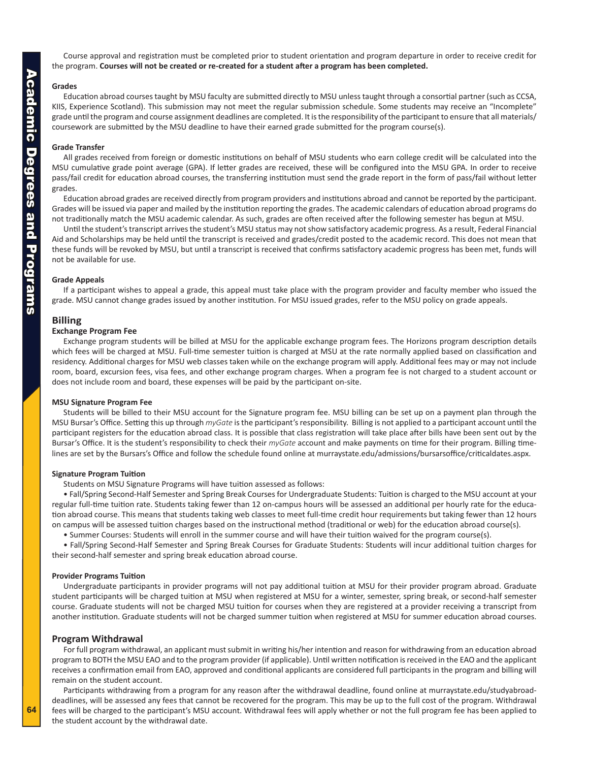Course approval and registration must be completed prior to student orientation and program departure in order to receive credit for the program. **Courses will not be created or re-created for a student after a program has been completed.**

#### Grades

Education abroad courses taught by MSU faculty are submitted directly to MSU unless taught through a consortial partner (such as CCSA, KIIS, Experience Scotland). This submission may not meet the regular submission schedule. Some students may receive an "Incomplete" grade until the program and course assignment deadlines are completed. It is the responsibility of the participant to ensure that all materials/coursework are submitted by the MSU deadline to have their earned grade submitted for the program course(s).

#### Grade Transfer

All grades received from foreign or domestic institutions on behalf of MSU students who earn college credit will be calculated into the MSU cumulative grade point average (GPA). If letter grades are received, these will be configured into the MSU GPA. In order to receive pass/fail credit for education abroad courses, the transferring institution must send the grade report in the form of pass/fail without letter grades.

Education abroad grades are received directly from program providers and institutions abroad and cannot be reported by the participant. Grades will be issued via paper and mailed by the institution reporting the grades. The academic calendars of education abroad programs do not traditionally match the MSU academic calendar. As such, grades are often received after the following semester has begun at MSU.

Until the student's transcript arrives the student's MSU status may not show satisfactory academic progress. As a result, Federal Financial Aid and Scholarships may be held until the transcript is received and grades/credit posted to the academic record. This does not mean that these funds will be revoked by MSU, but until a transcript is received that confirms satisfactory academic progress has been met, funds will not be available for use.

#### Grade Appeals

If a participant wishes to appeal a grade, this appeal must take place with the program provider and faculty member who issued the grade. MSU cannot change grades issued by another institution. For MSU issued grades, refer to the MSU policy on grade appeals.

## Billing

#### Exchange Program Fee

Exchange program students will be billed at MSU for the applicable exchange program fees. The Horizons program description details which fees will be charged at MSU. Full-time semester tuition is charged at MSU at the rate normally applied based on classification and residency. Additional charges for MSU web classes taken while on the exchange program will apply. Additional fees may or may not include room, board, excursion fees, visa fees, and other exchange program charges. When a program fee is not charged to a student account or does not include room and board, these expenses will be paid by the participant on-site.

#### MSU Signature Program Fee

Students will be billed to their MSU account for the Signature program fee. MSU billing can be set up on a payment plan through the MSU Bursar's Office. Setting this up through *myGate* is the participant's responsibility. Billing is not applied to a participant account until the participant registers for the education abroad class. It is possible that class registration will take place after bills have been sent out by the Bursar's Office. It is the student's responsibility to check their *myGate* account and make payments on time for their program. Billing timelines are set by the Bursars's Office and follow the schedule found online at murraystate.edu/admissions/bursarsoffice/criticaldates.aspx.

#### Signature Program Tuition

Students on MSU Signature Programs will have tuition assessed as follows:

- Fall/Spring Second-Half Semester and Spring Break Courses for Undergraduate Students: Tuition is charged to the MSU account at your regular full-time tuition rate. Students taking fewer than 12 on-campus hours will be assessed an additional per hourly rate for the education abroad course. This means that students taking web classes to meet full-time credit hour requirements but taking fewer than 12 hours on campus will be assessed tuition charges based on the instructional method (traditional or web) for the education abroad course(s).
- Summer Courses: Students will enroll in the summer course and will have their tuition waived for the program course(s).
- Fall/Spring Second-Half Semester and Spring Break Courses for Graduate Students: Students will incur additional tuition charges for their second-half semester and spring break education abroad course.

#### Provider Programs Tuition

Undergraduate participants in provider programs will not pay additional tuition at MSU for their provider program abroad. Graduate student participants will be charged tuition at MSU when registered at MSU for a winter, semester, spring break, or second-half semester course. Graduate students will not be charged MSU tuition for courses when they are registered at a provider receiving a transcript from another institution. Graduate students will not be charged summer tuition when registered at MSU for summer education abroad courses.

## Program Withdrawal

For full program withdrawal, an applicant must submit in writing his/her intention and reason for withdrawing from an education abroad program to BOTH the MSU EAO and to the program provider (if applicable). Until written notification is received in the EAO and the applicant receives a confirmation email from EAO, approved and conditional applicants are considered full participants in the program and billing will remain on the student account.

Participants withdrawing from a program for any reason after the withdrawal deadline, found online at murraystate.edu/studyabroaddeadlines, will be assessed any fees that cannot be recovered for the program. This may be up to the full cost of the program. Withdrawal fees will be charged to the participant's MSU account. Withdrawal fees will apply whether or not the full program fee has been applied to the student account by the withdrawal date.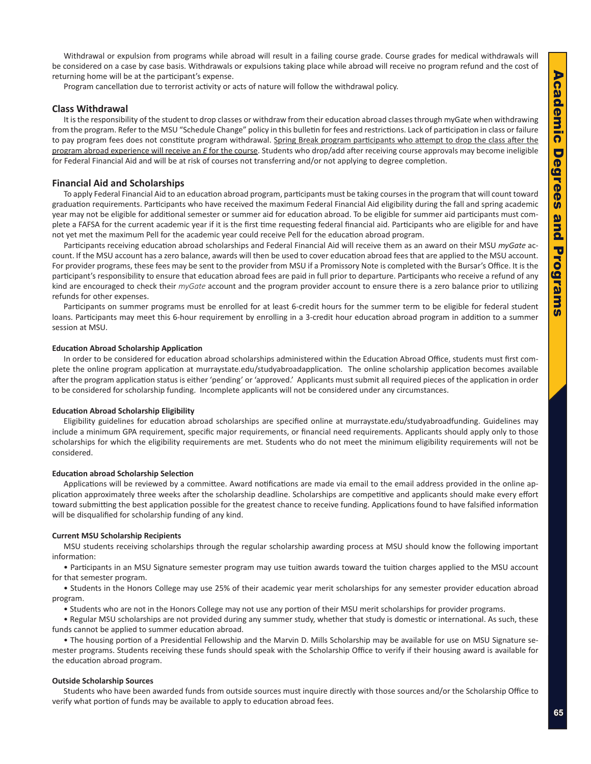Withdrawal or expulsion from programs while abroad will result in a failing course grade. Course grades for medical withdrawals will be considered on a case by case basis. Withdrawals or expulsions taking place while abroad will receive no program refund and the cost of returning home will be at the participant's expense.

Program cancellation due to terrorist activity or acts of nature will follow the withdrawal policy.

## Class Withdrawal

It is the responsibility of the student to drop classes or withdraw from their education abroad classes through myGate when withdrawing from the program. Refer to the MSU "Schedule Change" policy in this bulletin for fees and restrictions. Lack of participation in class or failure to pay program fees does not constitute program withdrawal. <u>Spring Break program participants who attempt to drop the class after the program abroad experience will receive an *E* for the course</u>. Students who drop/add after receiving course approvals may become ineligible for Federal Financial Aid and will be at risk of courses not transferring and/or not applying to degree completion.

## Financial Aid and Scholarships

To apply Federal Financial Aid to an education abroad program, participants must be taking courses in the program that will count toward graduation requirements. Participants who have received the maximum Federal Financial Aid eligibility during the fall and spring academic year may not be eligible for additional semester or summer aid for education abroad. To be eligible for summer aid participants must complete a FAFSA for the current academic year if it is the first time requesting federal financial aid. Participants who are eligible for and have not yet met the maximum Pell for the academic year could receive Pell for the education abroad program.

Participants receiving education abroad scholarships and Federal Financial Aid will receive them as an award on their MSU *myGate* account. If the MSU account has a zero balance, awards will then be used to cover education abroad fees that are applied to the MSU account. For provider programs, these fees may be sent to the provider from MSU if a Promissory Note is completed with the Bursar's Office. It is the participant's responsibility to ensure that education abroad fees are paid in full prior to departure. Participants who receive a refund of any kind are encouraged to check their *myGate* account and the program provider account to ensure there is a zero balance prior to utilizing refunds for other expenses.

Participants on summer programs must be enrolled for at least 6-credit hours for the summer term to be eligible for federal student loans. Participants may meet this 6-hour requirement by enrolling in a 3-credit hour education abroad program in addition to a summer session at MSU.

#### Education Abroad Scholarship Application

In order to be considered for education abroad scholarships administered within the Education Abroad Office, students must first complete the online program application at murraystate.edu/studyabroadapplication. The online scholarship application becomes available after the program application status is either 'pending' or 'approved.' Applicants must submit all required pieces of the application in order to be considered for scholarship funding. Incomplete applicants will not be considered under any circumstances.

#### Education Abroad Scholarship Eligibility

Eligibility guidelines for education abroad scholarships are specified online at murraystate.edu/studyabroadfunding. Guidelines may include a minimum GPA requirement, specific major requirements, or financial need requirements. Applicants should apply only to those scholarships for which the eligibility requirements are met. Students who do not meet the minimum eligibility requirements will not be considered.

#### Education abroad Scholarship Selection

Applications will be reviewed by a committee. Award notifications are made via email to the email address provided in the online application approximately three weeks after the scholarship deadline. Scholarships are competitive and applicants should make every effort toward submitting the best application possible for the greatest chance to receive funding. Applications found to have falsified information will be disqualified for scholarship funding of any kind.

#### Current MSU Scholarship Recipients

MSU students receiving scholarships through the regular scholarship awarding process at MSU should know the following important information:

- Participants in an MSU Signature semester program may use tuition awards toward the tuition charges applied to the MSU account for that semester program.
- Students in the Honors College may use 25% of their academic year merit scholarships for any semester provider education abroad program.
- Students who are not in the Honors College may not use any portion of their MSU merit scholarships for provider programs.
- Regular MSU scholarships are not provided during any summer study, whether that study is domestic or international. As such, these funds cannot be applied to summer education abroad.
- The housing portion of a Presidential Fellowship and the Marvin D. Mills Scholarship may be available for use on MSU Signature semester programs. Students receiving these funds should speak with the Scholarship Office to verify if their housing award is available for the education abroad program.

#### Outside Scholarship Sources

Students who have been awarded funds from outside sources must inquire directly with those sources and/or the Scholarship Office to verify what portion of funds may be available to apply to education abroad fees.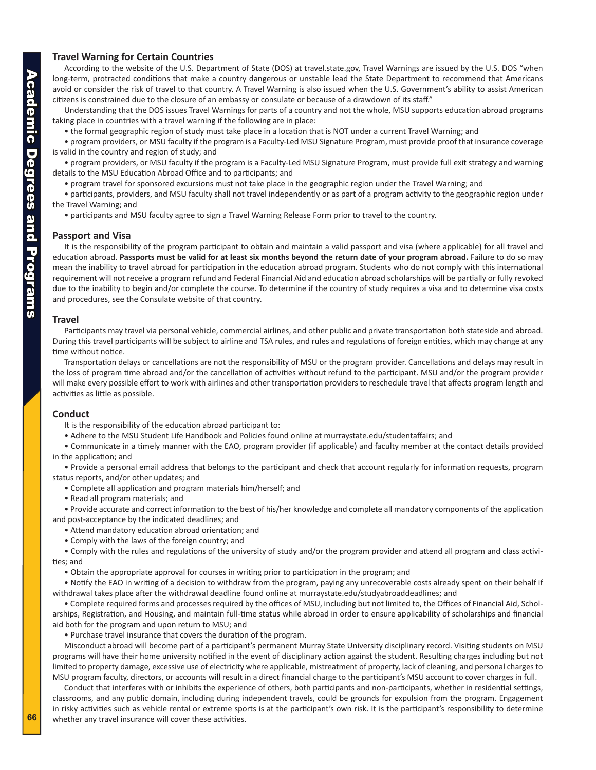## Travel Warning for Certain Countries

According to the website of the U.S. Department of State (DOS) at travel.state.gov, Travel Warnings are issued by the U.S. DOS "when long-term, protracted conditions that make a country dangerous or unstable lead the State Department to recommend that Americans avoid or consider the risk of travel to that country. A Travel Warning is also issued when the U.S. Government's ability to assist American citizens is constrained due to the closure of an embassy or consulate or because of a drawdown of its staff."

Understanding that the DOS issues Travel Warnings for parts of a country and not the whole, MSU supports education abroad programs taking place in countries with a travel warning if the following are in place:

- the formal geographic region of study must take place in a location that is NOT under a current Travel Warning; and
- program providers, or MSU faculty if the program is a Faculty-Led MSU Signature Program, must provide proof that insurance coverage is valid in the country and region of study; and
- program providers, or MSU faculty if the program is a Faculty-Led MSU Signature Program, must provide full exit strategy and warning details to the MSU Education Abroad Office and to participants; and
- program travel for sponsored excursions must not take place in the geographic region under the Travel Warning; and
- participants, providers, and MSU faculty shall not travel independently or as part of a program activity to the geographic region under the Travel Warning; and
- participants and MSU faculty agree to sign a Travel Warning Release Form prior to travel to the country.

## Passport and Visa

It is the responsibility of the program participant to obtain and maintain a valid passport and visa (where applicable) for all travel and education abroad. **Passports must be valid for at least six months beyond the return date of your program abroad.** Failure to do so may mean the inability to travel abroad for participation in the education abroad program. Students who do not comply with this international requirement will not receive a program refund and Federal Financial Aid and education abroad scholarships will be partially or fully revoked due to the inability to begin and/or complete the course. To determine if the country of study requires a visa and to determine visa costs and procedures, see the Consulate website of that country.

## Travel

Participants may travel via personal vehicle, commercial airlines, and other public and private transportation both stateside and abroad. During this travel participants will be subject to airline and TSA rules, and rules and regulations of foreign entities, which may change at any time without notice.

Transportation delays or cancellations are not the responsibility of MSU or the program provider. Cancellations and delays may result in the loss of program time abroad and/or the cancellation of activities without refund to the participant. MSU and/or the program provider will make every possible effort to work with airlines and other transportation providers to reschedule travel that affects program length and activities as little as possible.

## Conduct

It is the responsibility of the education abroad participant to:

- Adhere to the MSU Student Life Handbook and Policies found online at murraystate.edu/studentaffairs; and
- Communicate in a timely manner with the EAO, program provider (if applicable) and faculty member at the contact details provided in the application; and
- Provide a personal email address that belongs to the participant and check that account regularly for information requests, program status reports, and/or other updates; and
- Complete all application and program materials him/herself; and
- Read all program materials; and
- Provide accurate and correct information to the best of his/her knowledge and complete all mandatory components of the application and post-acceptance by the indicated deadlines; and
- Attend mandatory education abroad orientation; and
- Comply with the laws of the foreign country; and
- Comply with the rules and regulations of the university of study and/or the program provider and attend all program and class activities; and
- Obtain the appropriate approval for courses in writing prior to participation in the program; and
- Notify the EAO in writing of a decision to withdraw from the program, paying any unrecoverable costs already spent on their behalf if withdrawal takes place after the withdrawal deadline found online at murraystate.edu/studyabroaddeadlines; and
- Complete required forms and processes required by the offices of MSU, including but not limited to, the Offices of Financial Aid, Scholarships, Registration, and Housing, and maintain full-time status while abroad in order to ensure applicability of scholarships and financial aid both for the program and upon return to MSU; and
- Purchase travel insurance that covers the duration of the program.

Misconduct abroad will become part of a participant's permanent Murray State University disciplinary record. Visiting students on MSU programs will have their home university notified in the event of disciplinary action against the student. Resulting charges including but not limited to property damage, excessive use of electricity where applicable, mistreatment of property, lack of cleaning, and personal charges to MSU program faculty, directors, or accounts will result in a direct financial charge to the participant's MSU account to cover charges in full.

Conduct that interferes with or inhibits the experience of others, both participants and non-participants, whether in residential settings, classrooms, and any public domain, including during independent travels, could be grounds for expulsion from the program. Engagement in risky activities such as vehicle rental or extreme sports is at the participant's own risk. It is the participant's responsibility to determine whether any travel insurance will cover these activities.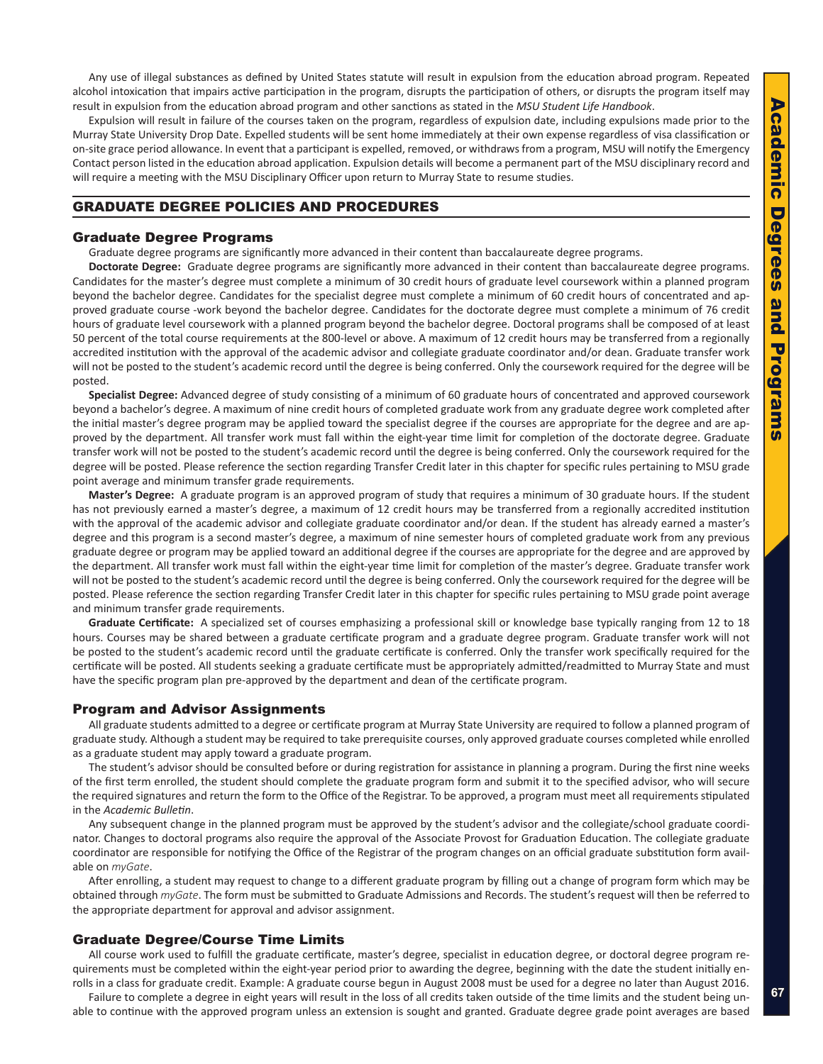Any use of illegal substances as defined by United States statute will result in expulsion from the education abroad program. Repeated alcohol intoxication that impairs active participation in the program, disrupts the participation of others, or disrupts the program itself may result in expulsion from the education abroad program and other sanctions as stated in the *MSU Student Life Handbook*.

Expulsion will result in failure of the courses taken on the program, regardless of expulsion date, including expulsions made prior to the Murray State University Drop Date. Expelled students will be sent home immediately at their own expense regardless of visa classification or on-site grace period allowance. In event that a participant is expelled, removed, or withdraws from a program, MSU will notify the Emergency Contact person listed in the education abroad application. Expulsion details will become a permanent part of the MSU disciplinary record and will require a meeting with the MSU Disciplinary Officer upon return to Murray State to resume studies.

## GRADUATE DEGREE POLICIES AND PROCEDURES

### Graduate Degree Programs

Graduate degree programs are significantly more advanced in their content than baccalaureate degree programs.

**Doctorate Degree:** Graduate degree programs are significantly more advanced in their content than baccalaureate degree programs. Candidates for the master's degree must complete a minimum of 30 credit hours of graduate level coursework within a planned program beyond the bachelor degree. Candidates for the specialist degree must complete a minimum of 60 credit hours of concentrated and approved graduate course -work beyond the bachelor degree. Candidates for the doctorate degree must complete a minimum of 76 credit hours of graduate level coursework with a planned program beyond the bachelor degree. Doctoral programs shall be composed of at least 50 percent of the total course requirements at the 800-level or above. A maximum of 12 credit hours may be transferred from a regionally accredited institution with the approval of the academic advisor and collegiate graduate coordinator and/or dean. Graduate transfer work will not be posted to the student's academic record until the degree is being conferred. Only the coursework required for the degree will be posted.

**Specialist Degree:** Advanced degree of study consisting of a minimum of 60 graduate hours of concentrated and approved coursework beyond a bachelor's degree. A maximum of nine credit hours of completed graduate work from any graduate degree work completed after the initial master's degree program may be applied toward the specialist degree if the courses are appropriate for the degree and are approved by the department. All transfer work must fall within the eight-year time limit for completion of the doctorate degree. Graduate transfer work will not be posted to the student's academic record until the degree is being conferred. Only the coursework required for the degree will be posted. Please reference the section regarding Transfer Credit later in this chapter for specific rules pertaining to MSU grade point average and minimum transfer grade requirements.

**Master's Degree:** A graduate program is an approved program of study that requires a minimum of 30 graduate hours. If the student has not previously earned a master's degree, a maximum of 12 credit hours may be transferred from a regionally accredited institution with the approval of the academic advisor and collegiate graduate coordinator and/or dean. If the student has already earned a master's degree and this program is a second master's degree, a maximum of nine semester hours of completed graduate work from any previous graduate degree or program may be applied toward an additional degree if the courses are appropriate for the degree and are approved by the department. All transfer work must fall within the eight-year time limit for completion of the master's degree. Graduate transfer work will not be posted to the student's academic record until the degree is being conferred. Only the coursework required for the degree will be posted. Please reference the section regarding Transfer Credit later in this chapter for specific rules pertaining to MSU grade point average and minimum transfer grade requirements.

**Graduate Certificate:** A specialized set of courses emphasizing a professional skill or knowledge base typically ranging from 12 to 18 hours. Courses may be shared between a graduate certificate program and a graduate degree program. Graduate transfer work will not be posted to the student's academic record until the graduate certificate is conferred. Only the transfer work specifically required for the certificate will be posted. All students seeking a graduate certificate must be appropriately admitted/readmitted to Murray State and must have the specific program plan pre-approved by the department and dean of the certificate program.

### Program and Advisor Assignments

All graduate students admitted to a degree or certificate program at Murray State University are required to follow a planned program of graduate study. Although a student may be required to take prerequisite courses, only approved graduate courses completed while enrolled as a graduate student may apply toward a graduate program.

The student's advisor should be consulted before or during registration for assistance in planning a program. During the first nine weeks of the first term enrolled, the student should complete the graduate program form and submit it to the specified advisor, who will secure the required signatures and return the form to the Office of the Registrar. To be approved, a program must meet all requirements stipulated in the *Academic Bulletin*.

Any subsequent change in the planned program must be approved by the student's advisor and the collegiate/school graduate coordinator. Changes to doctoral programs also require the approval of the Associate Provost for Graduation Education. The collegiate graduate coordinator are responsible for notifying the Office of the Registrar of the program changes on an official graduate substitution form available on *myGate*.

After enrolling, a student may request to change to a different graduate program by filling out a change of program form which may be obtained through *myGate*. The form must be submitted to Graduate Admissions and Records. The student's request will then be referred to the appropriate department for approval and advisor assignment.

### Graduate Degree/Course Time Limits

All course work used to fulfill the graduate certificate, master's degree, specialist in education degree, or doctoral degree program requirements must be completed within the eight-year period prior to awarding the degree, beginning with the date the student initially enrolls in a class for graduate credit. Example: A graduate course begun in August 2008 must be used for a degree no later than August 2016.

Failure to complete a degree in eight years will result in the loss of all credits taken outside of the time limits and the student being unable to continue with the approved program unless an extension is sought and granted. Graduate degree grade point averages are based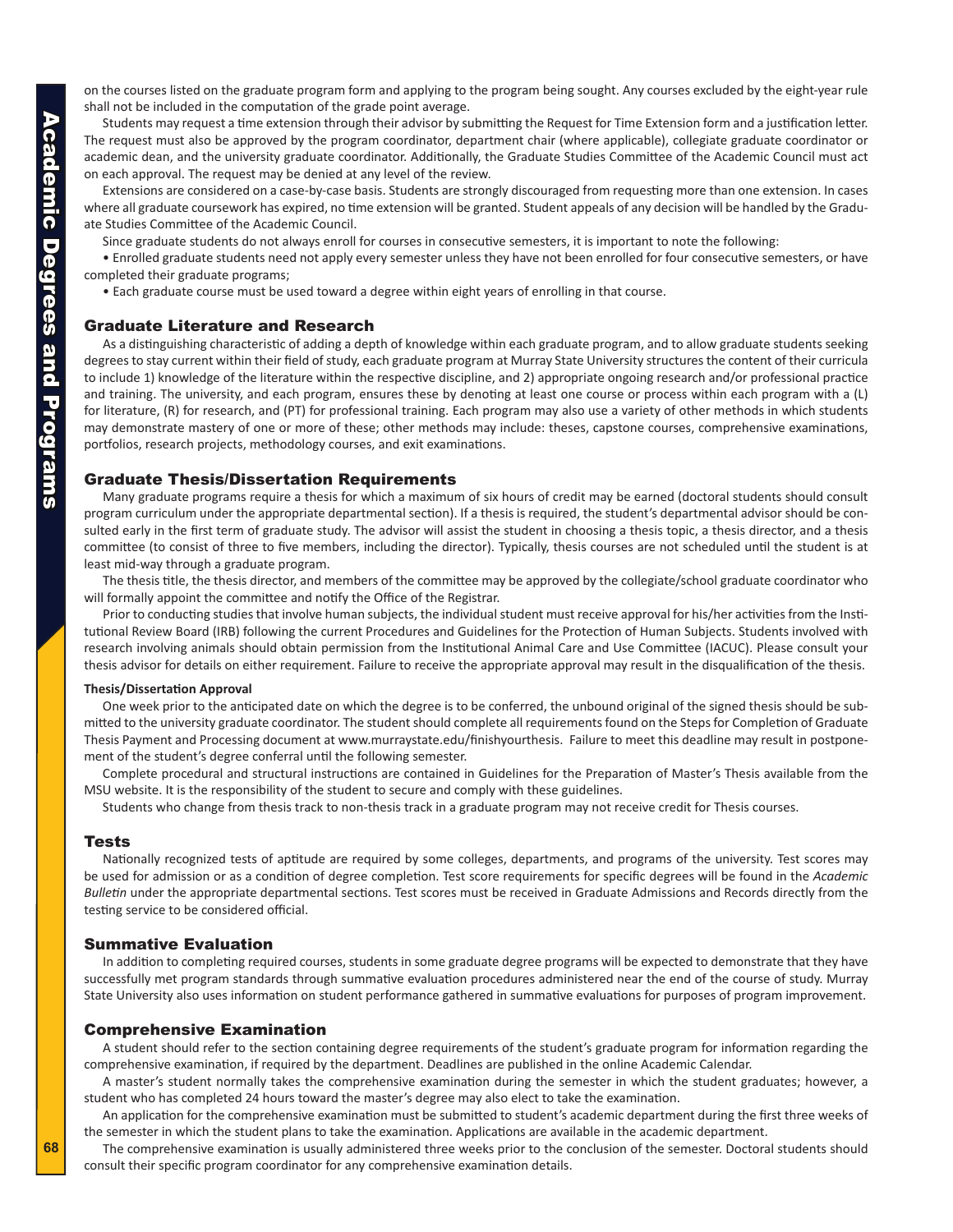on the courses listed on the graduate program form and applying to the program being sought. Any courses excluded by the eight-year rule shall not be included in the computation of the grade point average.

Students may request a time extension through their advisor by submitting the Request for Time Extension form and a justification letter. The request must also be approved by the program coordinator, department chair (where applicable), collegiate graduate coordinator or academic dean, and the university graduate coordinator. Additionally, the Graduate Studies Committee of the Academic Council must act on each approval. The request may be denied at any level of the review.

Extensions are considered on a case-by-case basis. Students are strongly discouraged from requesting more than one extension. In cases where all graduate coursework has expired, no time extension will be granted. Student appeals of any decision will be handled by the Graduate Studies Committee of the Academic Council.

Since graduate students do not always enroll for courses in consecutive semesters, it is important to note the following:

- Enrolled graduate students need not apply every semester unless they have not been enrolled for four consecutive semesters, or have completed their graduate programs;
- Each graduate course must be used toward a degree within eight years of enrolling in that course.

## Graduate Literature and Research

As a distinguishing characteristic of adding a depth of knowledge within each graduate program, and to allow graduate students seeking degrees to stay current within their field of study, each graduate program at Murray State University structures the content of their curricula to include 1) knowledge of the literature within the respective discipline, and 2) appropriate ongoing research and/or professional practice and training. The university, and each program, ensures these by denoting at least one course or process within each program with a (L) for literature, (R) for research, and (PT) for professional training. Each program may also use a variety of other methods in which students may demonstrate mastery of one or more of these; other methods may include: theses, capstone courses, comprehensive examinations, portfolios, research projects, methodology courses, and exit examinations.

## Graduate Thesis/Dissertation Requirements

Many graduate programs require a thesis for which a maximum of six hours of credit may be earned (doctoral students should consult program curriculum under the appropriate departmental section). If a thesis is required, the student's departmental advisor should be consulted early in the first term of graduate study. The advisor will assist the student in choosing a thesis topic, a thesis director, and a thesis committee (to consist of three to five members, including the director). Typically, thesis courses are not scheduled until the student is at least mid-way through a graduate program.

The thesis title, the thesis director, and members of the committee may be approved by the collegiate/school graduate coordinator who will formally appoint the committee and notify the Office of the Registrar.

Prior to conducting studies that involve human subjects, the individual student must receive approval for his/her activities from the Institutional Review Board (IRB) following the current Procedures and Guidelines for the Protection of Human Subjects. Students involved with research involving animals should obtain permission from the Institutional Animal Care and Use Committee (IACUC). Please consult your thesis advisor for details on either requirement. Failure to receive the appropriate approval may result in the disqualification of the thesis.

### Thesis/Dissertation Approval

One week prior to the anticipated date on which the degree is to be conferred, the unbound original of the signed thesis should be submitted to the university graduate coordinator. The student should complete all requirements found on the Steps for Completion of Graduate Thesis Payment and Processing document at www.murraystate.edu/finishyourthesis. Failure to meet this deadline may result in postponement of the student's degree conferral until the following semester.

Complete procedural and structural instructions are contained in Guidelines for the Preparation of Master's Thesis available from the MSU website. It is the responsibility of the student to secure and comply with these guidelines.

Students who change from thesis track to non-thesis track in a graduate program may not receive credit for Thesis courses.

## Tests

Nationally recognized tests of aptitude are required by some colleges, departments, and programs of the university. Test scores may be used for admission or as a condition of degree completion. Test score requirements for specific degrees will be found in the *Academic Bulletin* under the appropriate departmental sections. Test scores must be received in Graduate Admissions and Records directly from the testing service to be considered official.

## Summative Evaluation

In addition to completing required courses, students in some graduate degree programs will be expected to demonstrate that they have successfully met program standards through summative evaluation procedures administered near the end of the course of study. Murray State University also uses information on student performance gathered in summative evaluations for purposes of program improvement.

## Comprehensive Examination

A student should refer to the section containing degree requirements of the student's graduate program for information regarding the comprehensive examination, if required by the department. Deadlines are published in the online Academic Calendar.

A master's student normally takes the comprehensive examination during the semester in which the student graduates; however, a student who has completed 24 hours toward the master's degree may also elect to take the examination.

An application for the comprehensive examination must be submitted to student's academic department during the first three weeks of the semester in which the student plans to take the examination. Applications are available in the academic department.

The comprehensive examination is usually administered three weeks prior to the conclusion of the semester. Doctoral students should consult their specific program coordinator for any comprehensive examination details.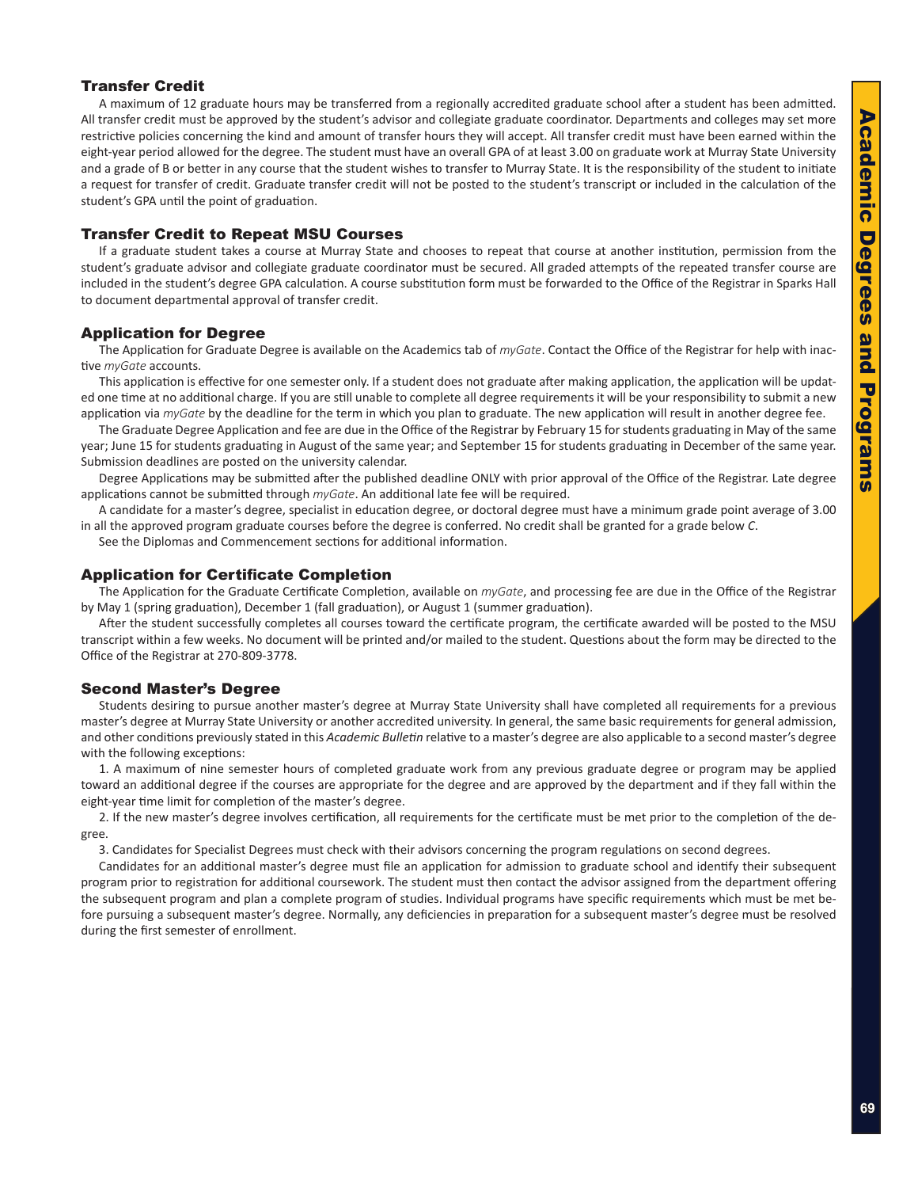## Transfer Credit

A maximum of 12 graduate hours may be transferred from a regionally accredited graduate school after a student has been admitted. All transfer credit must be approved by the student's advisor and collegiate graduate coordinator. Departments and colleges may set more restrictive policies concerning the kind and amount of transfer hours they will accept. All transfer credit must have been earned within the eight-year period allowed for the degree. The student must have an overall GPA of at least 3.00 on graduate work at Murray State University and a grade of B or better in any course that the student wishes to transfer to Murray State. It is the responsibility of the student to initiate a request for transfer of credit. Graduate transfer credit will not be posted to the student's transcript or included in the calculation of the student's GPA until the point of graduation.

## Transfer Credit to Repeat MSU Courses

If a graduate student takes a course at Murray State and chooses to repeat that course at another institution, permission from the student's graduate advisor and collegiate graduate coordinator must be secured. All graded attempts of the repeated transfer course are included in the student's degree GPA calculation. A course substitution form must be forwarded to the Office of the Registrar in Sparks Hall to document departmental approval of transfer credit.

## Application for Degree

The Application for Graduate Degree is available on the Academics tab of *myGate*. Contact the Office of the Registrar for help with inactive *myGate* accounts.

This application is effective for one semester only. If a student does not graduate after making application, the application will be updated one time at no additional charge. If you are still unable to complete all degree requirements it will be your responsibility to submit a new application via *myGate* by the deadline for the term in which you plan to graduate. The new application will result in another degree fee.

The Graduate Degree Application and fee are due in the Office of the Registrar by February 15 for students graduating in May of the same year; June 15 for students graduating in August of the same year; and September 15 for students graduating in December of the same year. Submission deadlines are posted on the university calendar.

Degree Applications may be submitted after the published deadline ONLY with prior approval of the Office of the Registrar. Late degree applications cannot be submitted through *myGate*. An additional late fee will be required.

A candidate for a master's degree, specialist in education degree, or doctoral degree must have a minimum grade point average of 3.00 in all the approved program graduate courses before the degree is conferred. No credit shall be granted for a grade below *C*.

See the Diplomas and Commencement sections for additional information.

## Application for Certificate Completion

The Application for the Graduate Certificate Completion, available on *myGate*, and processing fee are due in the Office of the Registrar by May 1 (spring graduation), December 1 (fall graduation), or August 1 (summer graduation).

After the student successfully completes all courses toward the certificate program, the certificate awarded will be posted to the MSU transcript within a few weeks. No document will be printed and/or mailed to the student. Questions about the form may be directed to the Office of the Registrar at 270-809-3778.

## Second Master's Degree

Students desiring to pursue another master's degree at Murray State University shall have completed all requirements for a previous master's degree at Murray State University or another accredited university. In general, the same basic requirements for general admission, and other conditions previously stated in this *Academic Bulletin* relative to a master's degree are also applicable to a second master's degree with the following exceptions:

1. A maximum of nine semester hours of completed graduate work from any previous graduate degree or program may be applied toward an additional degree if the courses are appropriate for the degree and are approved by the department and if they fall within the eight-year time limit for completion of the master's degree.

2. If the new master's degree involves certification, all requirements for the certificate must be met prior to the completion of the degree.

3. Candidates for Specialist Degrees must check with their advisors concerning the program regulations on second degrees.

Candidates for an additional master's degree must file an application for admission to graduate school and identify their subsequent program prior to registration for additional coursework. The student must then contact the advisor assigned from the department offering the subsequent program and plan a complete program of studies. Individual programs have specific requirements which must be met before pursuing a subsequent master's degree. Normally, any deficiencies in preparation for a subsequent master's degree must be resolved during the first semester of enrollment.